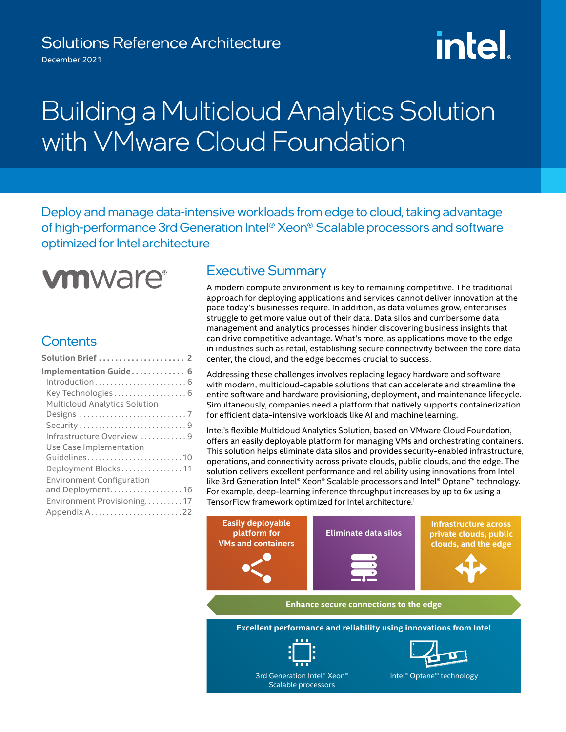Solutions Reference Architecture

December 2021

# Building a Multicloud Analytics Solution with VMware Cloud Foundation

Deploy and manage data-intensive workloads from edge to cloud, taking advantage of high-performance 3rd Generation Intel® Xeon® Scalable processors and software optimized for Intel architecture

## Contents

- **Solution Brief** ..................... 2
- **Implementation Guide** ............. 6
  - Introduction ......................... 6
  - Key Technologies ................... 6
  - Multicloud Analytics Solution Designs ............................. 7
  - Security ............................ 9
  - Infrastructure Overview ............ 9
  - Use Case Implementation Guidelines ......................... 10
  - Deployment Blocks ................ 11
  - Environment Configuration and Deployment .................. 16
  - Environment Provisioning .......... 17
  - Appendix A ........................ 22

## Executive Summary

A modern compute environment is key to remaining competitive. The traditional approach for deploying applications and services cannot deliver innovation at the pace today's businesses require. In addition, as data volumes grow, enterprises struggle to get more value out of their data. Data silos and cumbersome data management and analytics processes hinder discovering business insights that can drive competitive advantage. What's more, as applications move to the edge in industries such as retail, establishing secure connectivity between the core data center, the cloud, and the edge becomes crucial to success.

Addressing these challenges involves replacing legacy hardware and software with modern, multicloud-capable solutions that can accelerate and streamline the entire software and hardware provisioning, deployment, and maintenance lifecycle. Simultaneously, companies need a platform that natively supports containerization for efficient data-intensive workloads like AI and machine learning.

Intel's flexible Multicloud Analytics Solution, based on VMware Cloud Foundation, offers an easily deployable platform for managing VMs and orchestrating containers. This solution helps eliminate data silos and provides security-enabled infrastructure, operations, and connectivity across private clouds, public clouds, and the edge. The solution delivers excellent performance and reliability using innovations from Intel like 3rd Generation Intel® Xeon® Scalable processors and Intel® Optane™ technology. For example, deep-learning inference throughput increases by up to 6x using a TensorFlow framework optimized for Intel architecture.[1]

- **Easily deployable platform for VMs and containers**
- **Eliminate data silos**
- **Infrastructure across private clouds, public clouds, and the edge**

**Enhance secure connections to the edge**

**Excellent performance and reliability using innovations from Intel**

- 3rd Generation Intel® Xeon® Scalable processors
- Intel® Optane™ technology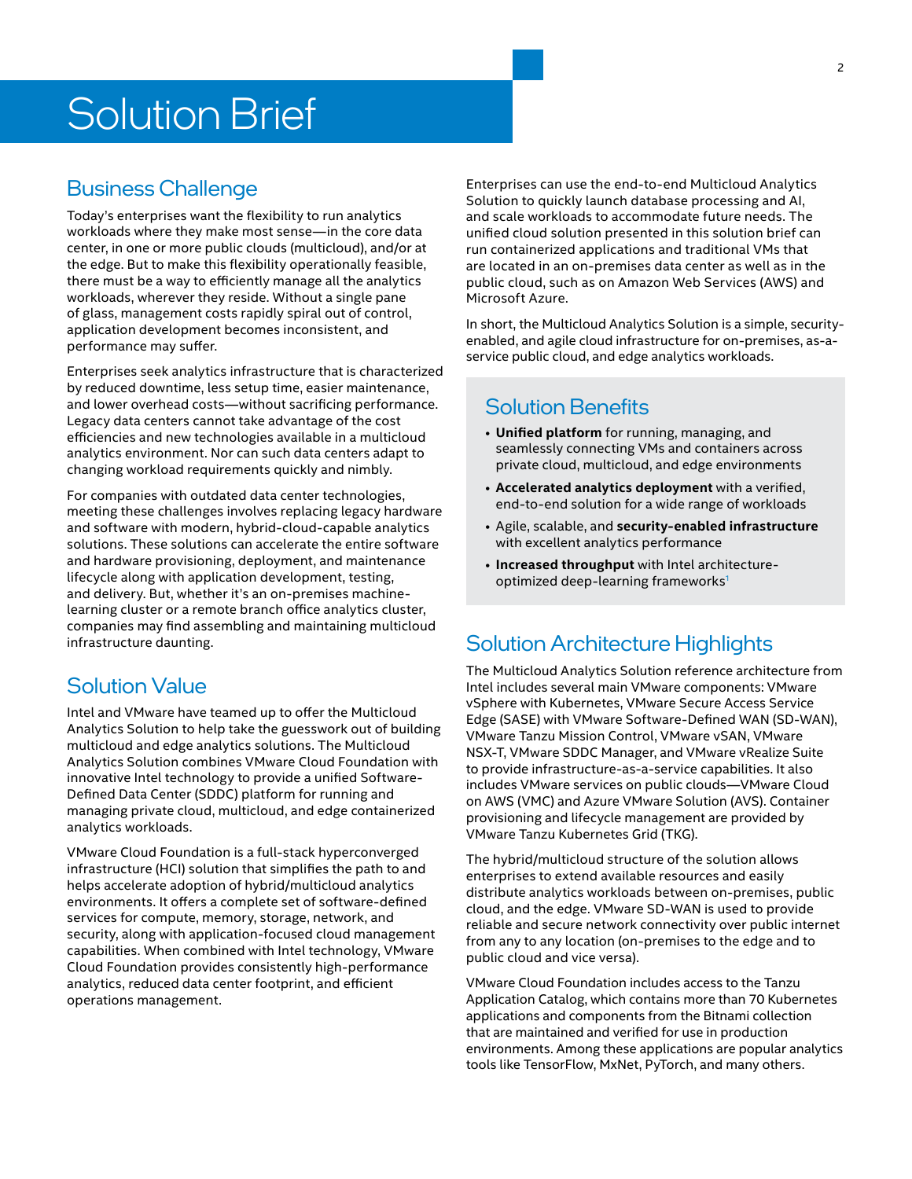# Solution Brief

## Business Challenge

Today's enterprises want the flexibility to run analytics workloads where they make most sense—in the core data center, in one or more public clouds (multicloud), and/or at the edge. But to make this flexibility operationally feasible, there must be a way to efficiently manage all the analytics workloads, wherever they reside. Without a single pane of glass, management costs rapidly spiral out of control, application development becomes inconsistent, and performance may suffer.

Enterprises seek analytics infrastructure that is characterized by reduced downtime, less setup time, easier maintenance, and lower overhead costs—without sacrificing performance. Legacy data centers cannot take advantage of the cost efficiencies and new technologies available in a multicloud analytics environment. Nor can such data centers adapt to changing workload requirements quickly and nimbly.

For companies with outdated data center technologies, meeting these challenges involves replacing legacy hardware and software with modern, hybrid-cloud-capable analytics solutions. These solutions can accelerate the entire software and hardware provisioning, deployment, and maintenance lifecycle along with application development, testing, and delivery. But, whether it's an on-premises machine-learning cluster or a remote branch office analytics cluster, companies may find assembling and maintaining multicloud infrastructure daunting.

## Solution Value

Intel and VMware have teamed up to offer the Multicloud Analytics Solution to help take the guesswork out of building multicloud and edge analytics solutions. The Multicloud Analytics Solution combines VMware Cloud Foundation with innovative Intel technology to provide a unified Software-Defined Data Center (SDDC) platform for running and managing private cloud, multicloud, and edge containerized analytics workloads.

VMware Cloud Foundation is a full-stack hyperconverged infrastructure (HCI) solution that simplifies the path to and helps accelerate adoption of hybrid/multicloud analytics environments. It offers a complete set of software-defined services for compute, memory, storage, network, and security, along with application-focused cloud management capabilities. When combined with Intel technology, VMware Cloud Foundation provides consistently high-performance analytics, reduced data center footprint, and efficient operations management.

Enterprises can use the end-to-end Multicloud Analytics Solution to quickly launch database processing and AI, and scale workloads to accommodate future needs. The unified cloud solution presented in this solution brief can run containerized applications and traditional VMs that are located in an on-premises data center as well as in the public cloud, such as on Amazon Web Services (AWS) and Microsoft Azure.

In short, the Multicloud Analytics Solution is a simple, security-enabled, and agile cloud infrastructure for on-premises, as-a-service public cloud, and edge analytics workloads.

## Solution Benefits

- **Unified platform** for running, managing, and seamlessly connecting VMs and containers across private cloud, multicloud, and edge environments
- **Accelerated analytics deployment** with a verified, end-to-end solution for a wide range of workloads
- Agile, scalable, and **security-enabled infrastructure** with excellent analytics performance
- **Increased throughput** with Intel architecture-optimized deep-learning frameworks[1]

## Solution Architecture Highlights

The Multicloud Analytics Solution reference architecture from Intel includes several main VMware components: VMware vSphere with Kubernetes, VMware Secure Access Service Edge (SASE) with VMware Software-Defined WAN (SD-WAN), VMware Tanzu Mission Control, VMware vSAN, VMware NSX-T, VMware SDDC Manager, and VMware vRealize Suite to provide infrastructure-as-a-service capabilities. It also includes VMware services on public clouds—VMware Cloud on AWS (VMC) and Azure VMware Solution (AVS). Container provisioning and lifecycle management are provided by VMware Tanzu Kubernetes Grid (TKG).

The hybrid/multicloud structure of the solution allows enterprises to extend available resources and easily distribute analytics workloads between on-premises, public cloud, and the edge. VMware SD-WAN is used to provide reliable and secure network connectivity over public internet from any to any location (on-premises to the edge and to public cloud and vice versa).

VMware Cloud Foundation includes access to the Tanzu Application Catalog, which contains more than 70 Kubernetes applications and components from the Bitnami collection that are maintained and verified for use in production environments. Among these applications are popular analytics tools like TensorFlow, MxNet, PyTorch, and many others.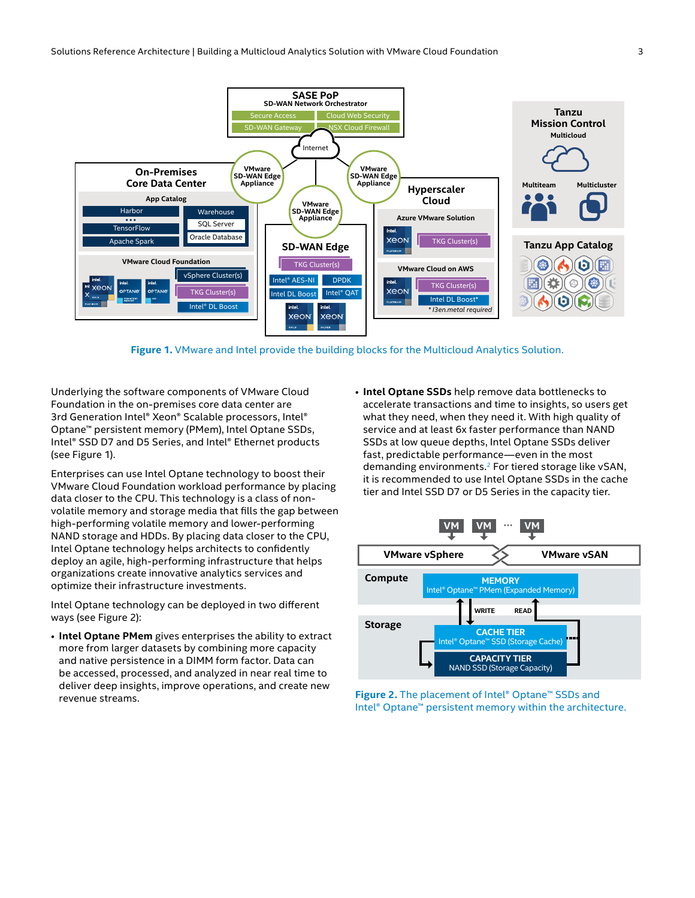Figure 1. VMware and Intel provide the building blocks for the Multicloud Analytics Solution.

Underlying the software components of VMware Cloud Foundation in the on-premises core data center are 3rd Generation Intel® Xeon® Scalable processors, Intel® Optane™ persistent memory (PMem), Intel Optane SSDs, Intel® SSD D7 and D5 Series, and Intel® Ethernet products (see Figure 1).

Enterprises can use Intel Optane technology to boost their VMware Cloud Foundation workload performance by placing data closer to the CPU. This technology is a class of non-volatile memory and storage media that fills the gap between high-performing volatile memory and lower-performing NAND storage and HDDs. By placing data closer to the CPU, Intel Optane technology helps architects to confidently deploy an agile, high-performing infrastructure that helps organizations create innovative analytics services and optimize their infrastructure investments.

Intel Optane technology can be deployed in two different ways (see Figure 2):

- **Intel Optane PMem** gives enterprises the ability to extract more from larger datasets by combining more capacity and native persistence in a DIMM form factor. Data can be accessed, processed, and analyzed in near real time to deliver deep insights, improve operations, and create new revenue streams.
- **Intel Optane SSDs** help remove data bottlenecks to accelerate transactions and time to insights, so users get what they need, when they need it. With high quality of service and at least 6x faster performance than NAND SSDs at low queue depths, Intel Optane SSDs deliver fast, predictable performance—even in the most demanding environments.[2] For tiered storage like vSAN, it is recommended to use Intel Optane SSDs in the cache tier and Intel SSD D7 or D5 Series in the capacity tier.

Figure 2. The placement of Intel® Optane™ SSDs and Intel® Optane™ persistent memory within the architecture.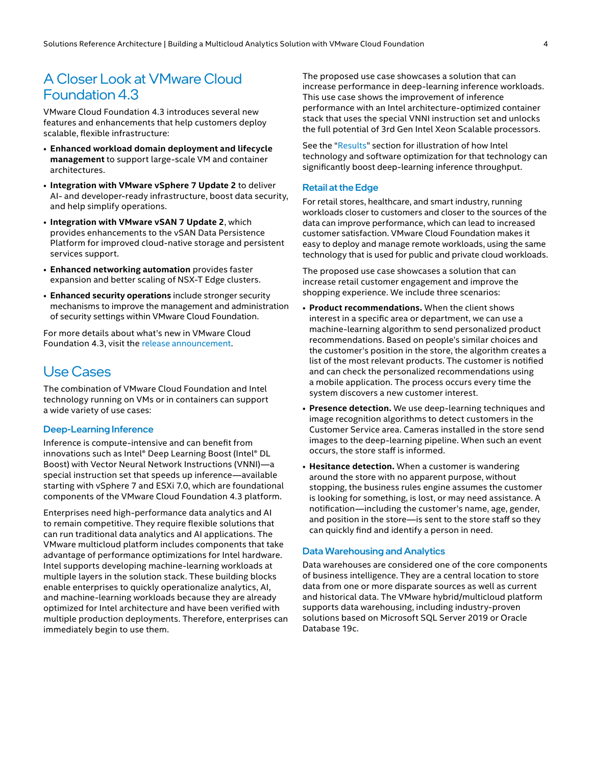## A Closer Look at VMware Cloud Foundation 4.3

VMware Cloud Foundation 4.3 introduces several new features and enhancements that help customers deploy scalable, flexible infrastructure:

- **Enhanced workload domain deployment and lifecycle management** to support large-scale VM and container architectures.
- **Integration with VMware vSphere 7 Update 2** to deliver AI- and developer-ready infrastructure, boost data security, and help simplify operations.
- **Integration with VMware vSAN 7 Update 2**, which provides enhancements to the vSAN Data Persistence Platform for improved cloud-native storage and persistent services support.
- **Enhanced networking automation** provides faster expansion and better scaling of NSX-T Edge clusters.
- **Enhanced security operations** include stronger security mechanisms to improve the management and administration of security settings within VMware Cloud Foundation.

For more details about what's new in VMware Cloud Foundation 4.3, visit the release announcement.

## Use Cases

The combination of VMware Cloud Foundation and Intel technology running on VMs or in containers can support a wide variety of use cases:

### Deep-Learning Inference

Inference is compute-intensive and can benefit from innovations such as Intel® Deep Learning Boost (Intel® DL Boost) with Vector Neural Network Instructions (VNNI)—a special instruction set that speeds up inference—available starting with vSphere 7 and ESXi 7.0, which are foundational components of the VMware Cloud Foundation 4.3 platform.

Enterprises need high-performance data analytics and AI to remain competitive. They require flexible solutions that can run traditional data analytics and AI applications. The VMware multicloud platform includes components that take advantage of performance optimizations for Intel hardware. Intel supports developing machine-learning workloads at multiple layers in the solution stack. These building blocks enable enterprises to quickly operationalize analytics, AI, and machine-learning workloads because they are already optimized for Intel architecture and have been verified with multiple production deployments. Therefore, enterprises can immediately begin to use them.

The proposed use case showcases a solution that can increase performance in deep-learning inference workloads. This use case shows the improvement of inference performance with an Intel architecture-optimized container stack that uses the special VNNI instruction set and unlocks the full potential of 3rd Gen Intel Xeon Scalable processors.

See the "Results" section for illustration of how Intel technology and software optimization for that technology can significantly boost deep-learning inference throughput.

### Retail at the Edge

For retail stores, healthcare, and smart industry, running workloads closer to customers and closer to the sources of the data can improve performance, which can lead to increased customer satisfaction. VMware Cloud Foundation makes it easy to deploy and manage remote workloads, using the same technology that is used for public and private cloud workloads.

The proposed use case showcases a solution that can increase retail customer engagement and improve the shopping experience. We include three scenarios:

- **Product recommendations.** When the client shows interest in a specific area or department, we can use a machine-learning algorithm to send personalized product recommendations. Based on people's similar choices and the customer's position in the store, the algorithm creates a list of the most relevant products. The customer is notified and can check the personalized recommendations using a mobile application. The process occurs every time the system discovers a new customer interest.
- **Presence detection.** We use deep-learning techniques and image recognition algorithms to detect customers in the Customer Service area. Cameras installed in the store send images to the deep-learning pipeline. When such an event occurs, the store staff is informed.
- **Hesitance detection.** When a customer is wandering around the store with no apparent purpose, without stopping, the business rules engine assumes the customer is looking for something, is lost, or may need assistance. A notification—including the customer's name, age, gender, and position in the store—is sent to the store staff so they can quickly find and identify a person in need.

### Data Warehousing and Analytics

Data warehouses are considered one of the core components of business intelligence. They are a central location to store data from one or more disparate sources as well as current and historical data. The VMware hybrid/multicloud platform supports data warehousing, including industry-proven solutions based on Microsoft SQL Server 2019 or Oracle Database 19c.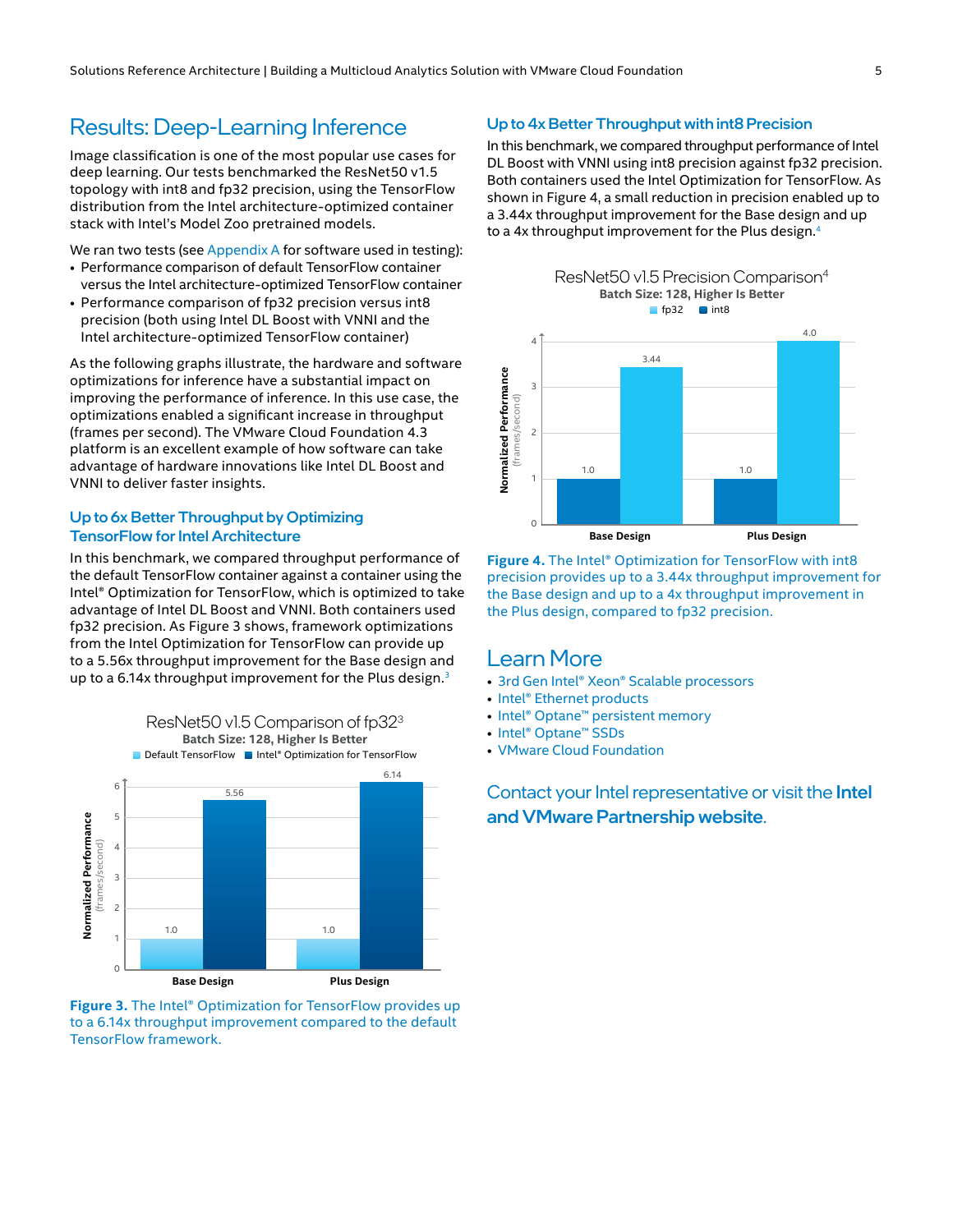## Results: Deep-Learning Inference

Image classification is one of the most popular use cases for deep learning. Our tests benchmarked the ResNet50 v1.5 topology with int8 and fp32 precision, using the TensorFlow distribution from the Intel architecture-optimized container stack with Intel's Model Zoo pretrained models.

We ran two tests (see Appendix A for software used in testing):

- Performance comparison of default TensorFlow container versus the Intel architecture-optimized TensorFlow container
- Performance comparison of fp32 precision versus int8 precision (both using Intel DL Boost with VNNI and the Intel architecture-optimized TensorFlow container)

As the following graphs illustrate, the hardware and software optimizations for inference have a substantial impact on improving the performance of inference. In this use case, the optimizations enabled a significant increase in throughput (frames per second). The VMware Cloud Foundation 4.3 platform is an excellent example of how software can take advantage of hardware innovations like Intel DL Boost and VNNI to deliver faster insights.

### Up to 6x Better Throughput by Optimizing TensorFlow for Intel Architecture

In this benchmark, we compared throughput performance of the default TensorFlow container against a container using the Intel® Optimization for TensorFlow, which is optimized to take advantage of Intel DL Boost and VNNI. Both containers used fp32 precision. As Figure 3 shows, framework optimizations from the Intel Optimization for TensorFlow can provide up to a 5.56x throughput improvement for the Base design and up to 6.14x throughput improvement for the Plus design.[3]

**ResNet50 v1.5 Comparison of fp32[3]**
Batch Size: 128, Higher Is Better

Normalized Performance (frames/second)

| | Default TensorFlow | Intel® Optimization for TensorFlow |
|---|---|---|
| Base Design | 1.0 | 5.56 |
| Plus Design | 1.0 | 6.14 |

**Figure 3.** The Intel® Optimization for TensorFlow provides up to a 6.14x throughput improvement compared to the default TensorFlow framework.

### Up to 4x Better Throughput with int8 Precision

In this benchmark, we compared throughput performance of Intel DL Boost with VNNI using int8 precision against fp32 precision. Both containers used the Intel Optimization for TensorFlow. As shown in Figure 4, a small reduction in precision enabled up to a 3.44x throughput improvement for the Base design and up to a 4x throughput improvement for the Plus design.[4]

**ResNet50 v1.5 Precision Comparison[4]**
Batch Size: 128, Higher Is Better

Normalized Performance (frames/second)

| | fp32 | int8 |
|---|---|---|
| Base Design | 1.0 | 3.44 |
| Plus Design | 1.0 | 4.0 |

**Figure 4.** The Intel® Optimization for TensorFlow with int8 precision provides up to a 3.44x throughput improvement for the Base design and up to a 4x throughput improvement in the Plus design, compared to fp32 precision.

## Learn More

- 3rd Gen Intel® Xeon® Scalable processors
- Intel® Ethernet products
- Intel® Optane™ persistent memory
- Intel® Optane™ SSDs
- VMware Cloud Foundation

Contact your Intel representative or visit the **Intel and VMware Partnership website**.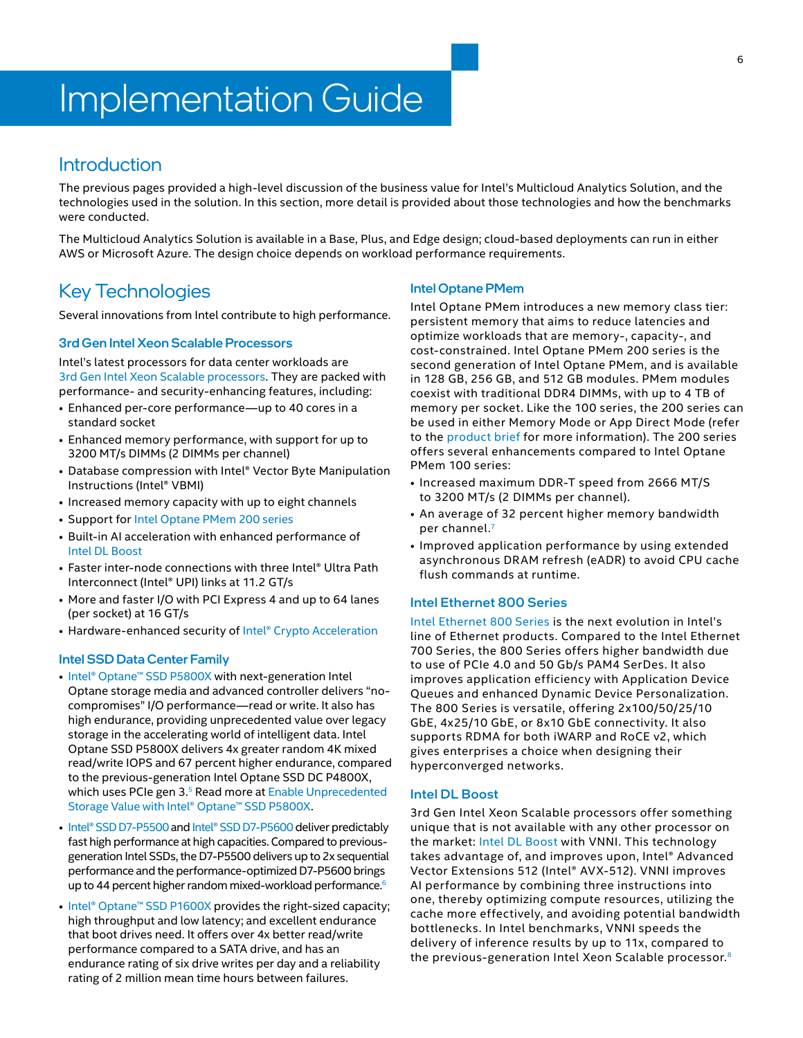# Implementation Guide

## Introduction

The previous pages provided a high-level discussion of the business value for Intel's Multicloud Analytics Solution, and the technologies used in the solution. In this section, more detail is provided about those technologies and how the benchmarks were conducted.

The Multicloud Analytics Solution is available in a Base, Plus, and Edge design; cloud-based deployments can run in either AWS or Microsoft Azure. The design choice depends on workload performance requirements.

## Key Technologies

Several innovations from Intel contribute to high performance.

### 3rd Gen Intel Xeon Scalable Processors

Intel's latest processors for data center workloads are 3rd Gen Intel Xeon Scalable processors. They are packed with performance- and security-enhancing features, including:

- Enhanced per-core performance—up to 40 cores in a standard socket
- Enhanced memory performance, with support for up to 3200 MT/s DIMMs (2 DIMMs per channel)
- Database compression with Intel® Vector Byte Manipulation Instructions (Intel® VBMI)
- Increased memory capacity with up to eight channels
- Support for Intel Optane PMem 200 series
- Built-in AI acceleration with enhanced performance of Intel DL Boost
- Faster inter-node connections with three Intel® Ultra Path Interconnect (Intel® UPI) links at 11.2 GT/s
- More and faster I/O with PCI Express 4 and up to 64 lanes (per socket) at 16 GT/s
- Hardware-enhanced security of Intel® Crypto Acceleration

### Intel SSD Data Center Family

- Intel® Optane™ SSD P5800X with next-generation Intel Optane storage media and advanced controller delivers "no-compromises" I/O performance—read or write. It also has high endurance, providing unprecedented value over legacy storage in the accelerating world of intelligent data. Intel Optane SSD P5800X delivers 4x greater random 4K mixed read/write IOPS and 67 percent higher endurance, compared to the previous-generation Intel Optane SSD DC P4800X, which uses PCIe gen 3.[5] Read more at Enable Unprecedented Storage Value with Intel® Optane™ SSD P5800X.
- Intel® SSD D7-P5500 and Intel® SSD D7-P5600 deliver predictably fast high performance at high capacities. Compared to previous-generation Intel SSDs, the D7-P5500 delivers up to 2x sequential performance and the performance-optimized D7-P5600 brings up to 44 percent higher random mixed-workload performance.[6]
- Intel® Optane™ SSD P1600X provides the right-sized capacity; high throughput and low latency; and excellent endurance that boot drives need. It offers over 4x better read/write performance compared to a SATA drive, and has an endurance rating of six drive writes per day and a reliability rating of 2 million mean time hours between failures.

### Intel Optane PMem

Intel Optane PMem introduces a new memory class tier: persistent memory that aims to reduce latencies and optimize workloads that are memory-, capacity-, and cost-constrained. Intel Optane PMem 200 series is the second generation of Intel Optane PMem, and is available in 128 GB, 256 GB, and 512 GB modules. PMem modules coexist with traditional DDR4 DIMMs, with up to 4 TB of memory per socket. Like the 100 series, the 200 series can be used in either Memory Mode or App Direct Mode (refer to the product brief for more information). The 200 series offers several enhancements compared to Intel Optane PMem 100 series:

- Increased maximum DDR-T speed from 2666 MT/S to 3200 MT/s (2 DIMMs per channel).
- An average of 32 percent higher memory bandwidth per channel.[7]
- Improved application performance by using extended asynchronous DRAM refresh (eADR) to avoid CPU cache flush commands at runtime.

### Intel Ethernet 800 Series

Intel Ethernet 800 Series is the next evolution in Intel's line of Ethernet products. Compared to the Intel Ethernet 700 Series, the 800 Series offers higher bandwidth due to use of PCIe 4.0 and 50 Gb/s PAM4 SerDes. It also improves application efficiency with Application Device Queues and enhanced Dynamic Device Personalization. The 800 Series is versatile, offering 2x100/50/25/10 GbE, 4x25/10 GbE, or 8x10 GbE connectivity. It also supports RDMA for both iWARP and RoCE v2, which gives enterprises a choice when designing their hyperconverged networks.

### Intel DL Boost

3rd Gen Intel Xeon Scalable processors offer something unique that is not available with any other processor on the market: Intel DL Boost with VNNI. This technology takes advantage of, and improves upon, Intel® Advanced Vector Extensions 512 (Intel® AVX-512). VNNI improves AI performance by combining three instructions into one, thereby optimizing compute resources, utilizing the cache more effectively, and avoiding potential bandwidth bottlenecks. In Intel benchmarks, VNNI speeds the delivery of inference results by up to 11x, compared to the previous-generation Intel Xeon Scalable processor.[8]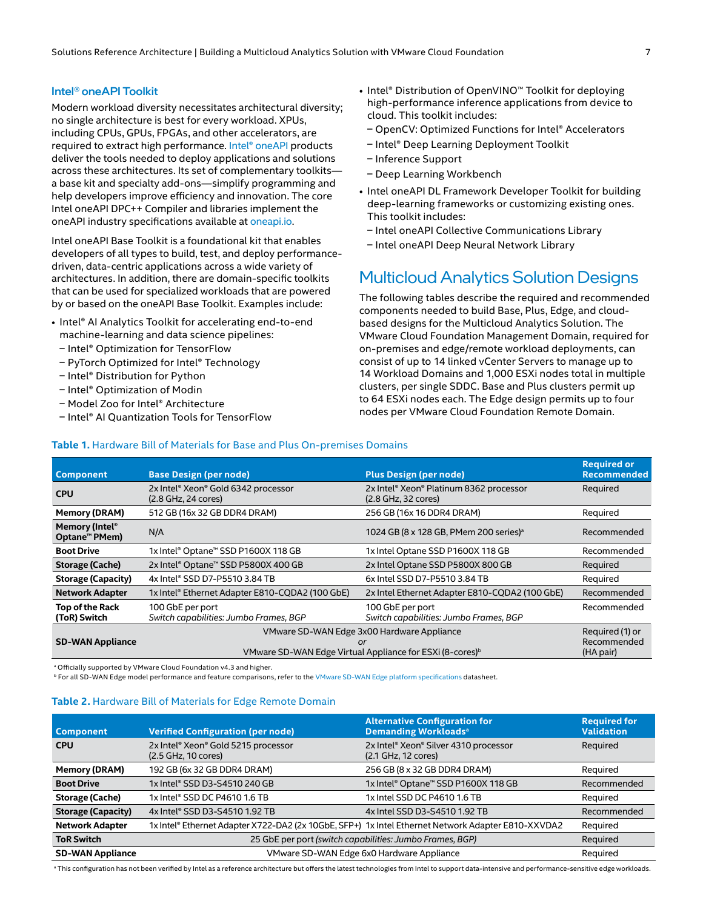### Intel® oneAPI Toolkit

Modern workload diversity necessitates architectural diversity; no single architecture is best for every workload. XPUs, including CPUs, GPUs, FPGAs, and other accelerators, are required to extract high performance. Intel® oneAPI products deliver the tools needed to deploy applications and solutions across these architectures. Its set of complementary toolkits—a base kit and specialty add-ons—simplify programming and help developers improve efficiency and innovation. The core Intel oneAPI DPC++ Compiler and libraries implement the oneAPI industry specifications available at oneapi.io.

Intel oneAPI Base Toolkit is a foundational kit that enables developers of all types to build, test, and deploy performance-driven, data-centric applications across a wide variety of architectures. In addition, there are domain-specific toolkits that can be used for specialized workloads that are powered by or based on the oneAPI Base Toolkit. Examples include:

- Intel® AI Analytics Toolkit for accelerating end-to-end machine-learning and data science pipelines:
  - Intel® Optimization for TensorFlow
  - PyTorch Optimized for Intel® Technology
  - Intel® Distribution for Python
  - Intel® Optimization of Modin
  - Model Zoo for Intel® Architecture
  - Intel® AI Quantization Tools for TensorFlow
- Intel® Distribution of OpenVINO™ Toolkit for deploying high-performance inference applications from device to cloud. This toolkit includes:
  - OpenCV: Optimized Functions for Intel® Accelerators
  - Intel® Deep Learning Deployment Toolkit
  - Inference Support
  - Deep Learning Workbench
- Intel oneAPI DL Framework Developer Toolkit for building deep-learning frameworks or customizing existing ones. This toolkit includes:
  - Intel oneAPI Collective Communications Library
  - Intel oneAPI Deep Neural Network Library

## Multicloud Analytics Solution Designs

The following tables describe the required and recommended components needed to build Base, Plus, Edge, and cloud-based designs for the Multicloud Analytics Solution. The VMware Cloud Foundation Management Domain, required for on-premises and edge/remote workload deployments, can consist of up to 14 linked vCenter Servers to manage up to 14 Workload Domains and 1,000 ESXi nodes total in multiple clusters, per single SDDC. Base and Plus clusters permit up to 64 ESXi nodes each. The Edge design permits up to four nodes per VMware Cloud Foundation Remote Domain.

**Table 1.** Hardware Bill of Materials for Base and Plus On-premises Domains

| Component | Base Design (per node) | Plus Design (per node) | Required or Recommended |
|---|---|---|---|
| **CPU** | 2x Intel® Xeon® Gold 6342 processor (2.8 GHz, 24 cores) | 2x Intel® Xeon® Platinum 8362 processor (2.8 GHz, 32 cores) | Required |
| **Memory (DRAM)** | 512 GB (16x 32 GB DDR4 DRAM) | 256 GB (16x 16 DDR4 DRAM) | Required |
| **Memory (Intel® Optane™ PMem)** | N/A | 1024 GB (8 x 128 GB, PMem 200 series)[a] | Recommended |
| **Boot Drive** | 1x Intel® Optane™ SSD P1600X 118 GB | 1x Intel Optane SSD P1600X 118 GB | Recommended |
| **Storage (Cache)** | 2x Intel® Optane™ SSD P5800X 400 GB | 2x Intel Optane SSD P5800X 800 GB | Required |
| **Storage (Capacity)** | 4x Intel® SSD D7-P5510 3.84 TB | 6x Intel SSD D7-P5510 3.84 TB | Required |
| **Network Adapter** | 1x Intel® Ethernet Adapter E810-CQDA2 (100 GbE) | 2x Intel Ethernet Adapter E810-CQDA2 (100 GbE) | Recommended |
| **Top of the Rack (ToR) Switch** | 100 GbE per port<br>*Switch capabilities: Jumbo Frames, BGP* | 100 GbE per port<br>*Switch capabilities: Jumbo Frames, BGP* | Recommended |
| **SD-WAN Appliance** | VMware SD-WAN Edge 3x00 Hardware Appliance *or* VMware SD-WAN Edge Virtual Appliance for ESXi (8-cores)[b] | | Required (1) or Recommended (HA pair) |

[a] Officially supported by VMware Cloud Foundation v4.3 and higher.
[b] For all SD-WAN Edge model performance and feature comparisons, refer to the VMware SD-WAN Edge platform specifications datasheet.

**Table 2.** Hardware Bill of Materials for Edge Remote Domain

| Component | Verified Configuration (per node) | Alternative Configuration for Demanding Workloads[a] | Required for Validation |
|---|---|---|---|
| **CPU** | 2x Intel® Xeon® Gold 5215 processor (2.5 GHz, 10 cores) | 2x Intel® Xeon® Silver 4310 processor (2.1 GHz, 12 cores) | Required |
| **Memory (DRAM)** | 192 GB (6x 32 GB DDR4 DRAM) | 256 GB (8 x 32 GB DDR4 DRAM) | Required |
| **Boot Drive** | 1x Intel® SSD D3-S4510 240 GB | 1x Intel® Optane™ SSD P1600X 118 GB | Recommended |
| **Storage (Cache)** | 1x Intel® SSD DC P4610 1.6 TB | 1x Intel SSD DC P4610 1.6 TB | Required |
| **Storage (Capacity)** | 4x Intel® SSD D3-S4510 1.92 TB | 4x Intel SSD D3-S4510 1.92 TB | Recommended |
| **Network Adapter** | 1x Intel® Ethernet Adapter X722-DA2 (2x 10GbE, SFP+) | 1x Intel Ethernet Network Adapter E810-XXVDA2 | Required |
| **ToR Switch** | 25 GbE per port *(switch capabilities: Jumbo Frames, BGP)* | | Required |
| **SD-WAN Appliance** | VMware SD-WAN Edge 6x0 Hardware Appliance | | Required |

[a] This configuration has not been verified by Intel as a reference architecture but offers the latest technologies from Intel to support data-intensive and performance-sensitive edge workloads.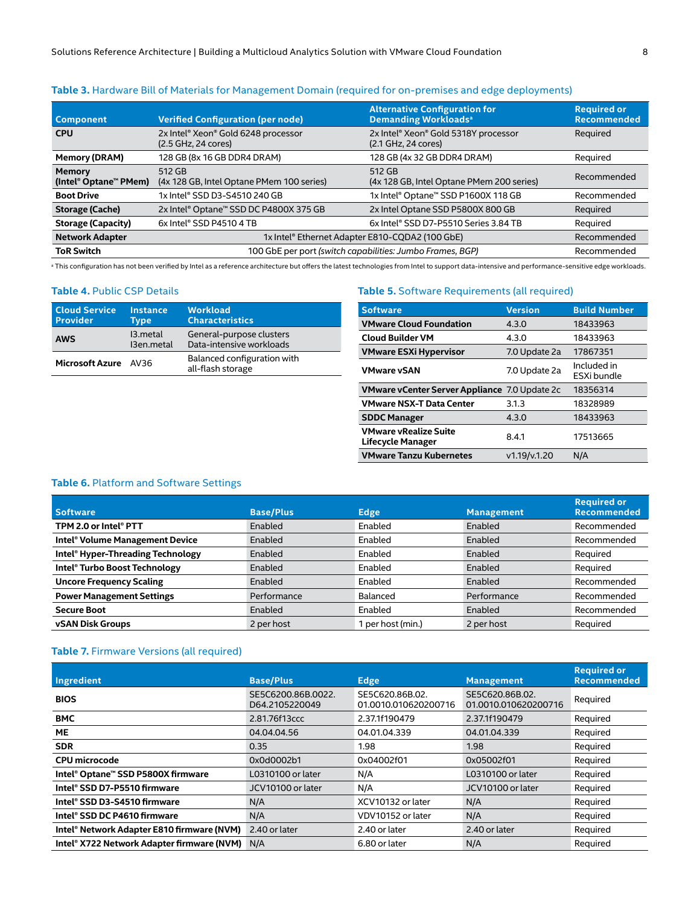**Table 3.** Hardware Bill of Materials for Management Domain (required for on-premises and edge deployments)

| Component | Verified Configuration (per node) | Alternative Configuration for Demanding Workloads[a] | Required or Recommended |
|---|---|---|---|
| **CPU** | 2x Intel® Xeon® Gold 6248 processor (2.5 GHz, 24 cores) | 2x Intel® Xeon® Gold 5318Y processor (2.1 GHz, 24 cores) | Required |
| **Memory (DRAM)** | 128 GB (8x 16 GB DDR4 DRAM) | 128 GB (4x 32 GB DDR4 DRAM) | Required |
| **Memory (Intel® Optane™ PMem)** | 512 GB (4x 128 GB, Intel Optane PMem 100 series) | 512 GB (4x 128 GB, Intel Optane PMem 200 series) | Recommended |
| **Boot Drive** | 1x Intel® SSD D3-S4510 240 GB | 1x Intel® Optane™ SSD P1600X 118 GB | Recommended |
| **Storage (Cache)** | 2x Intel® Optane™ SSD DC P4800X 375 GB | 2x Intel Optane SSD P5800X 800 GB | Required |
| **Storage (Capacity)** | 6x Intel® SSD P4510 4 TB | 6x Intel® SSD D7-P5510 Series 3.84 TB | Required |
| **Network Adapter** | 1x Intel® Ethernet Adapter E810-CQDA2 (100 GbE) | | Recommended |
| **ToR Switch** | 100 GbE per port *(switch capabilities: Jumbo Frames, BGP)* | | Recommended |

[a] This configuration has not been verified by Intel as a reference architecture but offers the latest technologies from Intel to support data-intensive and performance-sensitive edge workloads.

**Table 4.** Public CSP Details

| Cloud Service Provider | Instance Type | Workload Characteristics |
|---|---|---|
| **AWS** | I3.metal<br>I3en.metal | General-purpose clusters<br>Data-intensive workloads |
| **Microsoft Azure** | AV36 | Balanced configuration with all-flash storage |

**Table 5.** Software Requirements (all required)

| Software | Version | Build Number |
|---|---|---|
| **VMware Cloud Foundation** | 4.3.0 | 18433963 |
| **Cloud Builder VM** | 4.3.0 | 18433963 |
| **VMware ESXi Hypervisor** | 7.0 Update 2a | 17867351 |
| **VMware vSAN** | 7.0 Update 2a | Included in ESXi bundle |
| **VMware vCenter Server Appliance** | 7.0 Update 2c | 18356314 |
| **VMware NSX-T Data Center** | 3.1.3 | 18328989 |
| **SDDC Manager** | 4.3.0 | 18433963 |
| **VMware vRealize Suite Lifecycle Manager** | 8.4.1 | 17513665 |
| **VMware Tanzu Kubernetes** | v1.19/v.1.20 | N/A |

**Table 6.** Platform and Software Settings

| Software | Base/Plus | Edge | Management | Required or Recommended |
|---|---|---|---|---|
| **TPM 2.0 or Intel® PTT** | Enabled | Enabled | Enabled | Recommended |
| **Intel® Volume Management Device** | Enabled | Enabled | Enabled | Recommended |
| **Intel® Hyper-Threading Technology** | Enabled | Enabled | Enabled | Required |
| **Intel® Turbo Boost Technology** | Enabled | Enabled | Enabled | Required |
| **Uncore Frequency Scaling** | Enabled | Enabled | Enabled | Recommended |
| **Power Management Settings** | Performance | Balanced | Performance | Recommended |
| **Secure Boot** | Enabled | Enabled | Enabled | Recommended |
| **vSAN Disk Groups** | 2 per host | 1 per host (min.) | 2 per host | Required |

**Table 7.** Firmware Versions (all required)

| Ingredient | Base/Plus | Edge | Management | Required or Recommended |
|---|---|---|---|---|
| **BIOS** | SE5C6200.86B.0022.D64.2105220049 | SE5C620.86B.02.01.0010.010620200716 | SE5C620.86B.02.01.0010.010620200716 | Required |
| **BMC** | 2.81.76f13ccc | 2.37.1f190479 | 2.37.1f190479 | Required |
| **ME** | 04.04.04.56 | 04.01.04.339 | 04.01.04.339 | Required |
| **SDR** | 0.35 | 1.98 | 1.98 | Required |
| **CPU microcode** | 0x0d0002b1 | 0x04002f01 | 0x05002f01 | Required |
| **Intel® Optane™ SSD P5800X firmware** | L0310100 or later | N/A | L0310100 or later | Required |
| **Intel® SSD D7-P5510 firmware** | JCV10100 or later | N/A | JCV10100 or later | Required |
| **Intel® SSD D3-S4510 firmware** | N/A | XCV10132 or later | N/A | Required |
| **Intel® SSD DC P4610 firmware** | N/A | VDV10152 or later | N/A | Required |
| **Intel® Network Adapter E810 firmware (NVM)** | 2.40 or later | 2.40 or later | 2.40 or later | Required |
| **Intel® X722 Network Adapter firmware (NVM)** | N/A | 6.80 or later | N/A | Required |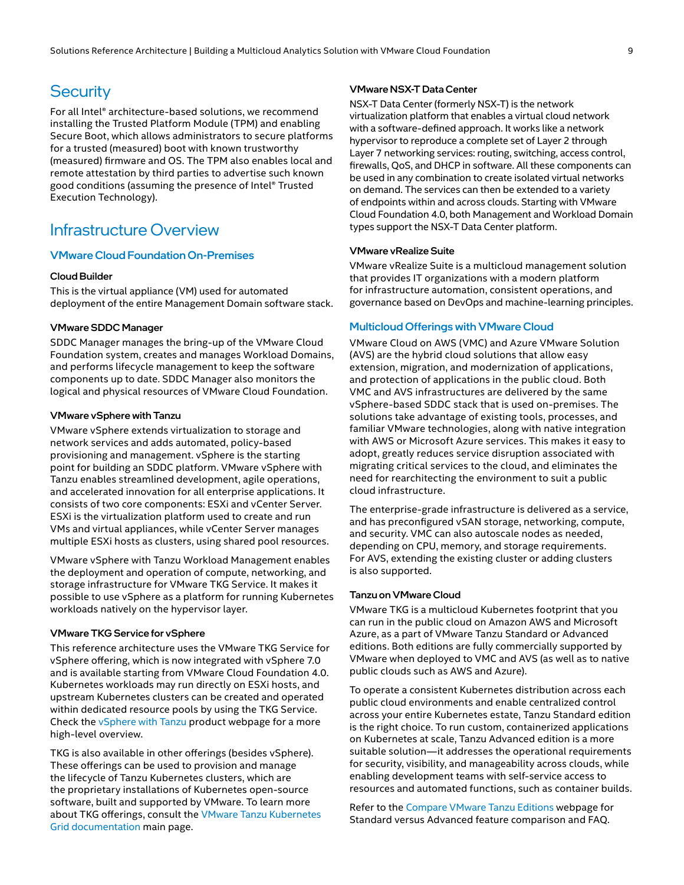## Security

For all Intel® architecture-based solutions, we recommend installing the Trusted Platform Module (TPM) and enabling Secure Boot, which allows administrators to secure platforms for a trusted (measured) boot with known trustworthy (measured) firmware and OS. The TPM also enables local and remote attestation by third parties to advertise such known good conditions (assuming the presence of Intel® Trusted Execution Technology).

## Infrastructure Overview

### VMware Cloud Foundation On-Premises

#### Cloud Builder

This is the virtual appliance (VM) used for automated deployment of the entire Management Domain software stack.

#### VMware SDDC Manager

SDDC Manager manages the bring-up of the VMware Cloud Foundation system, creates and manages Workload Domains, and performs lifecycle management to keep the software components up to date. SDDC Manager also monitors the logical and physical resources of VMware Cloud Foundation.

#### VMware vSphere with Tanzu

VMware vSphere extends virtualization to storage and network services and adds automated, policy-based provisioning and management. vSphere is the starting point for building an SDDC platform. VMware vSphere with Tanzu enables streamlined development, agile operations, and accelerated innovation for all enterprise applications. It consists of two core components: ESXi and vCenter Server. ESXi is the virtualization platform used to create and run VMs and virtual appliances, while vCenter Server manages multiple ESXi hosts as clusters, using shared pool resources.

VMware vSphere with Tanzu Workload Management enables the deployment and operation of compute, networking, and storage infrastructure for VMware TKG Service. It makes it possible to use vSphere as a platform for running Kubernetes workloads natively on the hypervisor layer.

#### VMware TKG Service for vSphere

This reference architecture uses the VMware TKG Service for vSphere offering, which is now integrated with vSphere 7.0 and is available starting from VMware Cloud Foundation 4.0. Kubernetes workloads may run directly on ESXi hosts, and upstream Kubernetes clusters can be created and operated within dedicated resource pools by using the TKG Service. Check the vSphere with Tanzu product webpage for a more high-level overview.

TKG is also available in other offerings (besides vSphere). These offerings can be used to provision and manage the lifecycle of Tanzu Kubernetes clusters, which are the proprietary installations of Kubernetes open-source software, built and supported by VMware. To learn more about TKG offerings, consult the VMware Tanzu Kubernetes Grid documentation main page.

#### VMware NSX-T Data Center

NSX-T Data Center (formerly NSX-T) is the network virtualization platform that enables a virtual cloud network with a software-defined approach. It works like a network hypervisor to reproduce a complete set of Layer 2 through Layer 7 networking services: routing, switching, access control, firewalls, QoS, and DHCP in software. All these components can be used in any combination to create isolated virtual networks on demand. The services can then be extended to a variety of endpoints within and across clouds. Starting with VMware Cloud Foundation 4.0, both Management and Workload Domain types support the NSX-T Data Center platform.

#### VMware vRealize Suite

VMware vRealize Suite is a multicloud management solution that provides IT organizations with a modern platform for infrastructure automation, consistent operations, and governance based on DevOps and machine-learning principles.

### Multicloud Offerings with VMware Cloud

VMware Cloud on AWS (VMC) and Azure VMware Solution (AVS) are the hybrid cloud solutions that allow easy extension, migration, and modernization of applications, and protection of applications in the public cloud. Both VMC and AVS infrastructures are delivered by the same vSphere-based SDDC stack that is used on-premises. The solutions take advantage of existing tools, processes, and familiar VMware technologies, along with native integration with AWS or Microsoft Azure services. This makes it easy to adopt, greatly reduces service disruption associated with migrating critical services to the cloud, and eliminates the need for rearchitecting the environment to suit a public cloud infrastructure.

The enterprise-grade infrastructure is delivered as a service, and has preconfigured vSAN storage, networking, compute, and security. VMC can also autoscale nodes as needed, depending on CPU, memory, and storage requirements. For AVS, extending the existing cluster or adding clusters is also supported.

#### Tanzu on VMware Cloud

VMware TKG is a multicloud Kubernetes footprint that you can run in the public cloud on Amazon AWS and Microsoft Azure, as a part of VMware Tanzu Standard or Advanced editions. Both editions are fully commercially supported by VMware when deployed to VMC and AVS (as well as to native public clouds such as AWS and Azure).

To operate a consistent Kubernetes distribution across each public cloud environments and enable centralized control across your entire Kubernetes estate, Tanzu Standard edition is the right choice. To run custom, containerized applications on Kubernetes at scale, Tanzu Advanced edition is a more suitable solution—it addresses the operational requirements for security, visibility, and manageability across clouds, while enabling development teams with self-service access to resources and automated functions, such as container builds.

Refer to the Compare VMware Tanzu Editions webpage for Standard versus Advanced feature comparison and FAQ.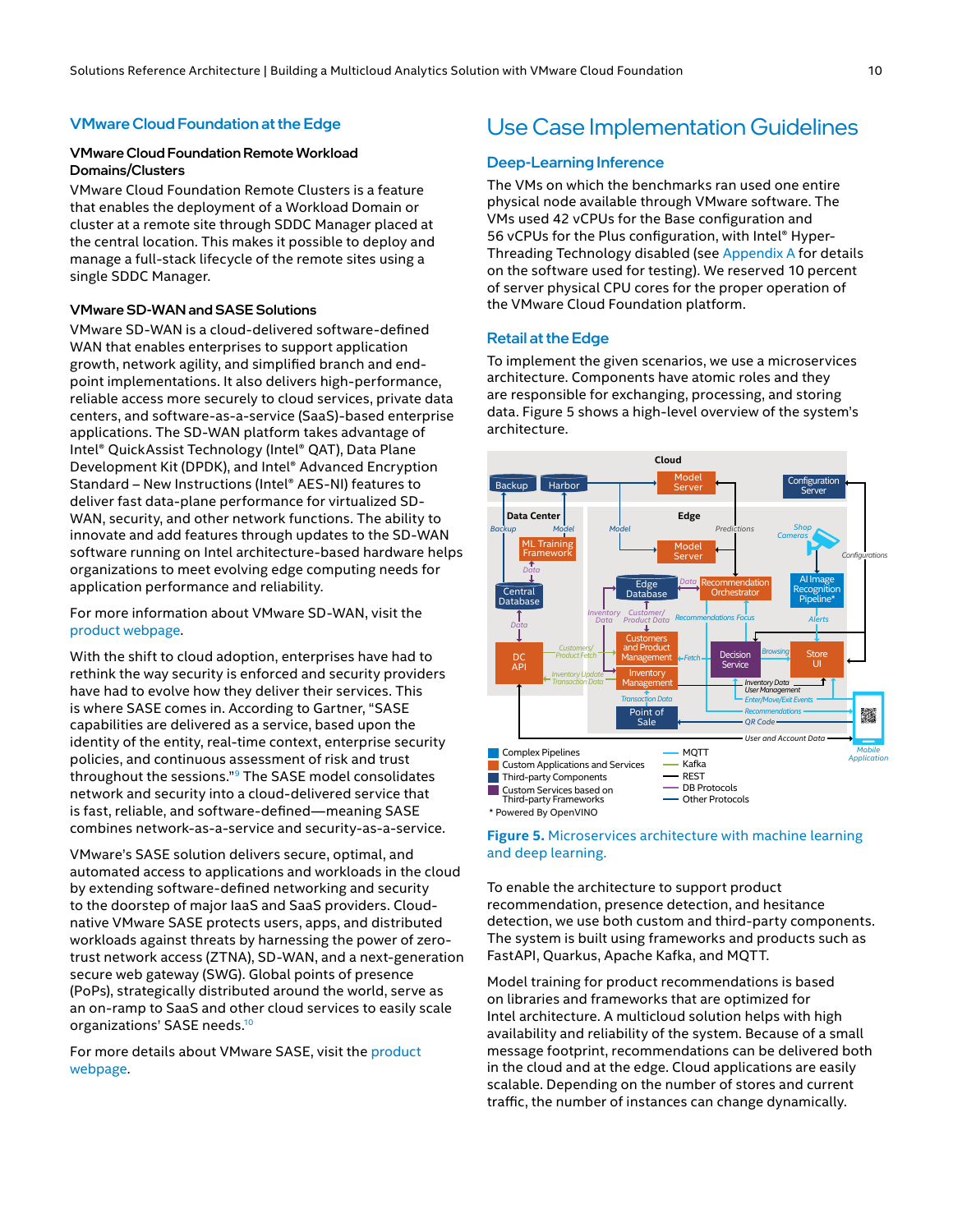## VMware Cloud Foundation at the Edge

### VMware Cloud Foundation Remote Workload Domains/Clusters

VMware Cloud Foundation Remote Clusters is a feature that enables the deployment of a Workload Domain or cluster at a remote site through SDDC Manager placed at the central location. This makes it possible to deploy and manage a full-stack lifecycle of the remote sites using a single SDDC Manager.

### VMware SD-WAN and SASE Solutions

VMware SD-WAN is a cloud-delivered software-defined WAN that enables enterprises to support application growth, network agility, and simplified branch and end-point implementations. It also delivers high-performance, reliable access more securely to cloud services, private data centers, and software-as-a-service (SaaS)-based enterprise applications. The SD-WAN platform takes advantage of Intel® QuickAssist Technology (Intel® QAT), Data Plane Development Kit (DPDK), and Intel® Advanced Encryption Standard – New Instructions (Intel® AES-NI) features to deliver fast data-plane performance for virtualized SD-WAN, security, and other network functions. The ability to innovate and add features through updates to the SD-WAN software running on Intel architecture-based hardware helps organizations to meet evolving edge computing needs for application performance and reliability.

For more information about VMware SD-WAN, visit the product webpage.

With the shift to cloud adoption, enterprises have had to rethink the way security is enforced and security providers have had to move how they deliver their services. This is where SASE comes in. According to Gartner, "SASE capabilities are delivered as a service, based upon the identity of the entity, real-time context, enterprise security policies, and continuous assessment of risk and trust throughout the sessions."[9] The SASE model consolidates network and security into a cloud-delivered service that is fast, reliable, and software-defined—meaning SASE combines network-as-a-service and security-as-a-service.

VMware's SASE solution delivers secure, optimal, and automated access to applications and workloads in the cloud by extending software-defined networking and security to the doorstep of major IaaS and SaaS providers. Cloud-native VMware SASE protects users, apps, and distributed workloads against threats by harnessing the power of zero-trust network access (ZTNA), SD-WAN, and a next-generation secure web gateway (SWG). Global points of presence (PoPs), strategically distributed around the world, serve as an on-ramp to SaaS and other cloud services to easily scale organizations' SASE needs.[10]

For more details about VMware SASE, visit the product webpage.

# Use Case Implementation Guidelines

## Deep-Learning Inference

The VMs on which the benchmarks ran used one entire physical node available through VMware software. The VMs used 42 vCPUs for the Base configuration and 56 vCPUs for the Plus configuration, with Intel® Hyper-Threading Technology disabled (see Appendix A for details on the software used for testing). We reserved 10 percent of server physical CPU cores for the proper operation of the VMware Cloud Foundation platform.

## Retail at the Edge

To implement the given scenarios, we use a microservices architecture. Components have atomic roles and they are responsible for exchanging, processing, and storing data. Figure 5 shows a high-level overview of the system's architecture.

**Figure 5.** Microservices architecture with machine learning and deep learning.

To enable the architecture to support product recommendation, presence detection, and hesitance detection, we use both custom and third-party components. The system is built using frameworks and products such as FastAPI, Quarkus, Apache Kafka, and MQTT.

Model training for product recommendations is based on libraries and frameworks that are optimized for Intel architecture. A multicloud solution helps with high availability and reliability of the system. Because of a small message footprint, recommendations can be delivered both in the cloud and at the edge. Cloud applications are easily scalable. Depending on the number of stores and current traffic, the number of instances can change dynamically.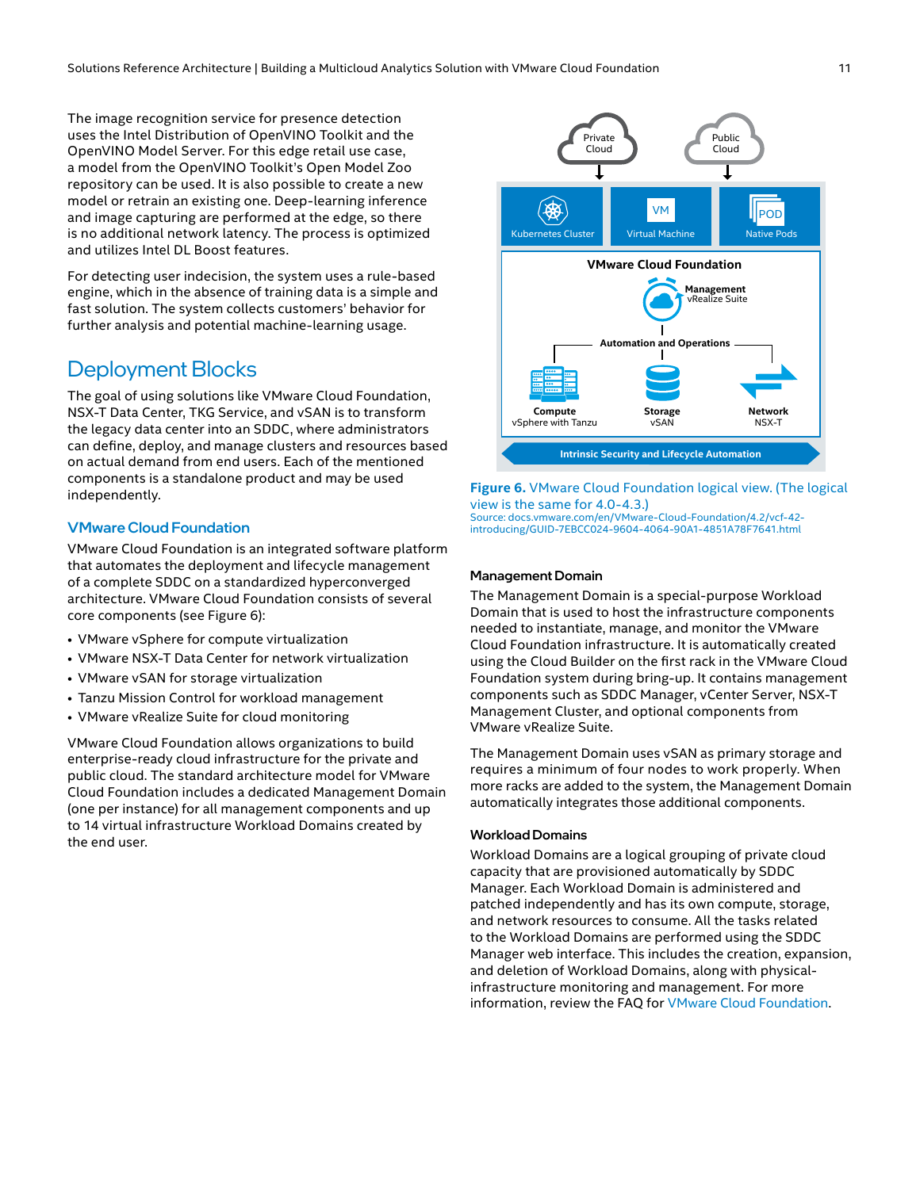The image recognition service for presence detection uses the Intel Distribution of OpenVINO Toolkit and the OpenVINO Model Server. For this edge retail use case, a model from the OpenVINO Toolkit's Open Model Zoo repository can be used. It is also possible to create a new model or retrain an existing one. Deep-learning inference and image capturing are performed at the edge, so there is no additional network latency. The process is optimized and utilizes Intel DL Boost features.

For detecting user indecision, the system uses a rule-based engine, which in the absence of training data is a simple and fast solution. The system collects customers' behavior for further analysis and potential machine-learning usage.

## Deployment Blocks

The goal of using solutions like VMware Cloud Foundation, NSX-T Data Center, TKG Service, and vSAN is to transform the legacy data center into an SDDC, where administrators can define, deploy, and manage clusters and resources based on actual demand from end users. Each of the mentioned components is a standalone product and may be used independently.

### VMware Cloud Foundation

VMware Cloud Foundation is an integrated software platform that automates the deployment and lifecycle management of a complete SDDC on a standardized hyperconverged architecture. VMware Cloud Foundation consists of several core components (see Figure 6):

- VMware vSphere for compute virtualization
- VMware NSX-T Data Center for network virtualization
- VMware vSAN for storage virtualization
- Tanzu Mission Control for workload management
- VMware vRealize Suite for cloud monitoring

VMware Cloud Foundation allows organizations to build enterprise-ready cloud infrastructure for the private and public cloud. The standard architecture model for VMware Cloud Foundation includes a dedicated Management Domain (one per instance) for all management components and up to 14 virtual infrastructure Workload Domains created by the end user.

Private Cloud | Public Cloud

Kubernetes Cluster | Virtual Machine | Native Pods

VMware Cloud Foundation

Management vRealize Suite

Automation and Operations

Compute vSphere with Tanzu | Storage vSAN | Network NSX-T

Intrinsic Security and Lifecycle Automation

**Figure 6.** VMware Cloud Foundation logical view. (The logical view is the same for 4.0-4.3.)
Source: docs.vmware.com/en/VMware-Cloud-Foundation/4.2/vcf-42-introducing/GUID-7EBCC024-9604-4064-90A1-4851A78F7641.html

#### Management Domain

The Management Domain is a special-purpose Workload Domain that is used to host the infrastructure components needed to instantiate, manage, and monitor the VMware Cloud Foundation infrastructure. It is automatically created using the Cloud Builder on the first rack in the VMware Cloud Foundation system during bring-up. It contains management components such as SDDC Manager, vCenter Server, NSX-T Management Cluster, and optional components from VMware vRealize Suite.

The Management Domain uses vSAN as primary storage and requires a minimum of four nodes to work properly. When more racks are added to the system, the Management Domain automatically integrates those additional components.

#### Workload Domains

Workload Domains are a logical grouping of private cloud capacity that are provisioned automatically by SDDC Manager. Each Workload Domain is administered and patched independently and has its own compute, storage, and network resources to consume. All the tasks related to the Workload Domains are performed using the SDDC Manager web interface. This includes the creation, expansion, and deletion of Workload Domains, along with physical-infrastructure monitoring and management. For more information, review the FAQ for VMware Cloud Foundation.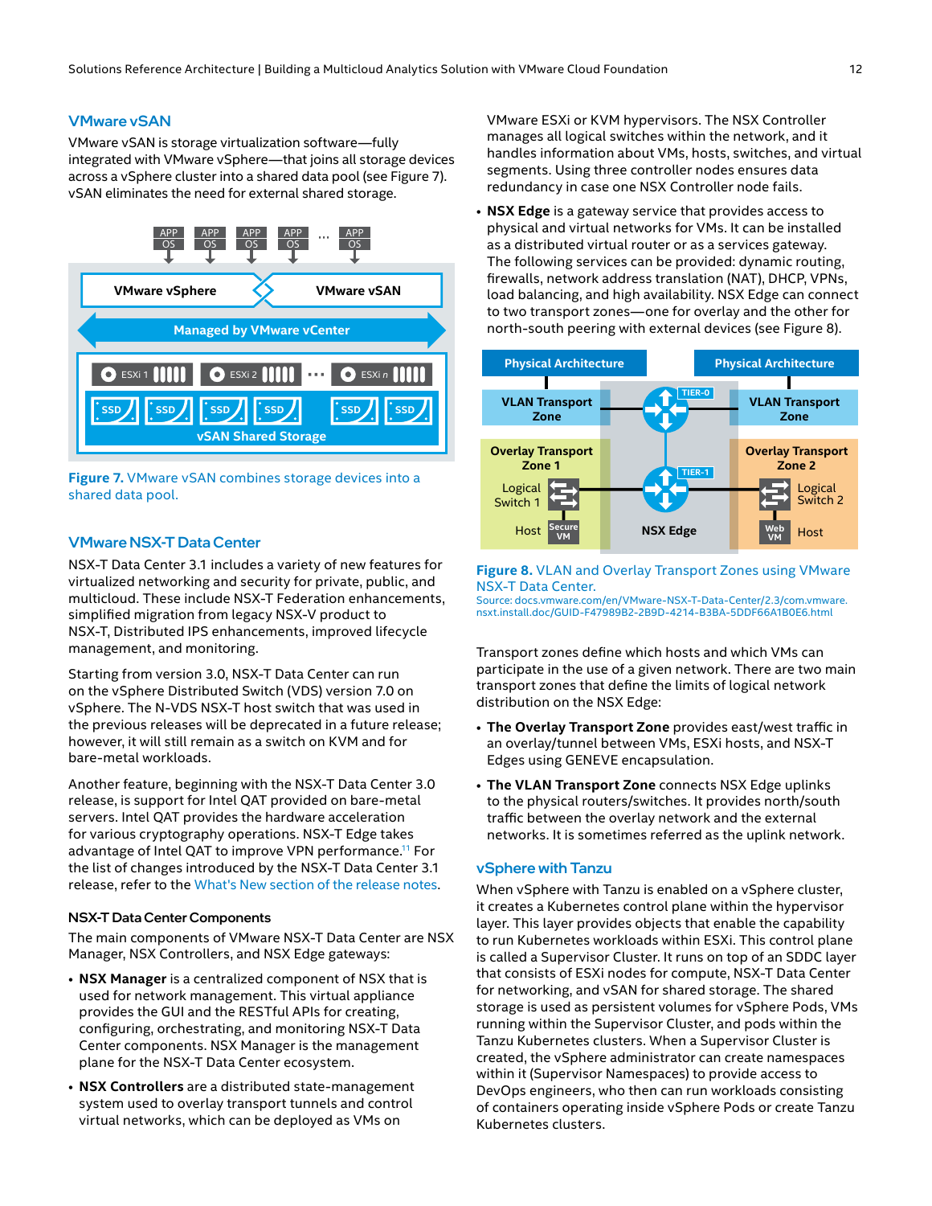## VMware vSAN

VMware vSAN is storage virtualization software—fully integrated with VMware vSphere—that joins all storage devices across a vSphere cluster into a shared data pool (see Figure 7). vSAN eliminates the need for external shared storage.

**Figure 7.** VMware vSAN combines storage devices into a shared data pool.

## VMware NSX-T Data Center

NSX-T Data Center 3.1 includes a variety of new features for virtualized networking and security for private, public, and multicloud. These include NSX-T Federation enhancements, simplified migration from legacy NSX-V product to NSX-T, Distributed IPS enhancements, improved lifecycle management, and monitoring.

Starting from version 3.0, NSX-T Data Center can run on the vSphere Distributed Switch (VDS) version 7.0 on vSphere. The N-VDS NSX-T host switch that was used in the previous releases will be deprecated in a future release; however, it will still remain as a switch on KVM and for bare-metal workloads.

Another feature, beginning with the NSX-T Data Center 3.0 release, is support for Intel QAT provided on bare-metal servers. Intel QAT provides the hardware acceleration for various cryptography operations. NSX-T Edge takes advantage of Intel QAT to improve VPN performance.[11] For the list of changes introduced by the NSX-T Data Center 3.1 release, refer to the What's New section of the release notes.

### NSX-T Data Center Components

The main components of VMware NSX-T Data Center are NSX Manager, NSX Controllers, and NSX Edge gateways:

- **NSX Manager** is a centralized component of NSX that is used for network management. This virtual appliance provides the GUI and the RESTful APIs for creating, configuring, orchestrating, and monitoring NSX-T Data Center components. NSX Manager is the management plane for the NSX-T Data Center ecosystem.
- **NSX Controllers** are a distributed state-management system used to overlay transport tunnels and control virtual networks, which can be deployed as VMs on VMware ESXi or KVM hypervisors. The NSX Controller manages all logical switches within the network, and it handles information about VMs, hosts, switches, and virtual segments. Using three controller nodes ensures data redundancy in case one NSX Controller node fails.
- **NSX Edge** is a gateway service that provides access to physical and virtual networks for VMs. It can be installed as a distributed virtual router or as a services gateway. The following services can be provided: dynamic routing, firewalls, network address translation (NAT), DHCP, VPNs, load balancing, and high availability. NSX Edge can connect to two transport zones—one for overlay and the other for north-south peering with external devices (see Figure 8).

**Figure 8.** VLAN and Overlay Transport Zones using VMware NSX-T Data Center.
Source: docs.vmware.com/en/VMware-NSX-T-Data-Center/2.3/com.vmware.nsxt.install.doc/GUID-F47989B2-2B9D-4214-B3BA-5DDF66A1B0E6.html

Transport zones define which hosts and which VMs can participate in the use of a given network. There are two main transport zones that define the limits of logical network distribution on the NSX Edge:

- **The Overlay Transport Zone** provides east/west traffic in an overlay/tunnel between VMs, ESXi hosts, and NSX-T Edges using GENEVE encapsulation.
- **The VLAN Transport Zone** connects NSX Edge uplinks to the physical routers/switches. It provides north/south traffic between the overlay network and the external networks. It is sometimes referred as the uplink network.

## vSphere with Tanzu

When vSphere with Tanzu is enabled on a vSphere cluster, it creates a Kubernetes control plane within the hypervisor layer. This layer provides objects that enable the capability to run Kubernetes workloads within ESXi. This control plane is called a Supervisor Cluster. It runs on top of an SDDC layer that consists of ESXi nodes for compute, NSX-T Data Center for networking, and vSAN for shared storage. The shared storage is used as persistent volumes for vSphere Pods, VMs running within the Supervisor Cluster, and pods within the Tanzu Kubernetes clusters. When a Supervisor Cluster is created, the vSphere administrator can create namespaces within it (Supervisor Namespaces) to provide access to DevOps engineers, who then can run workloads consisting of containers operating inside vSphere Pods or create Tanzu Kubernetes clusters.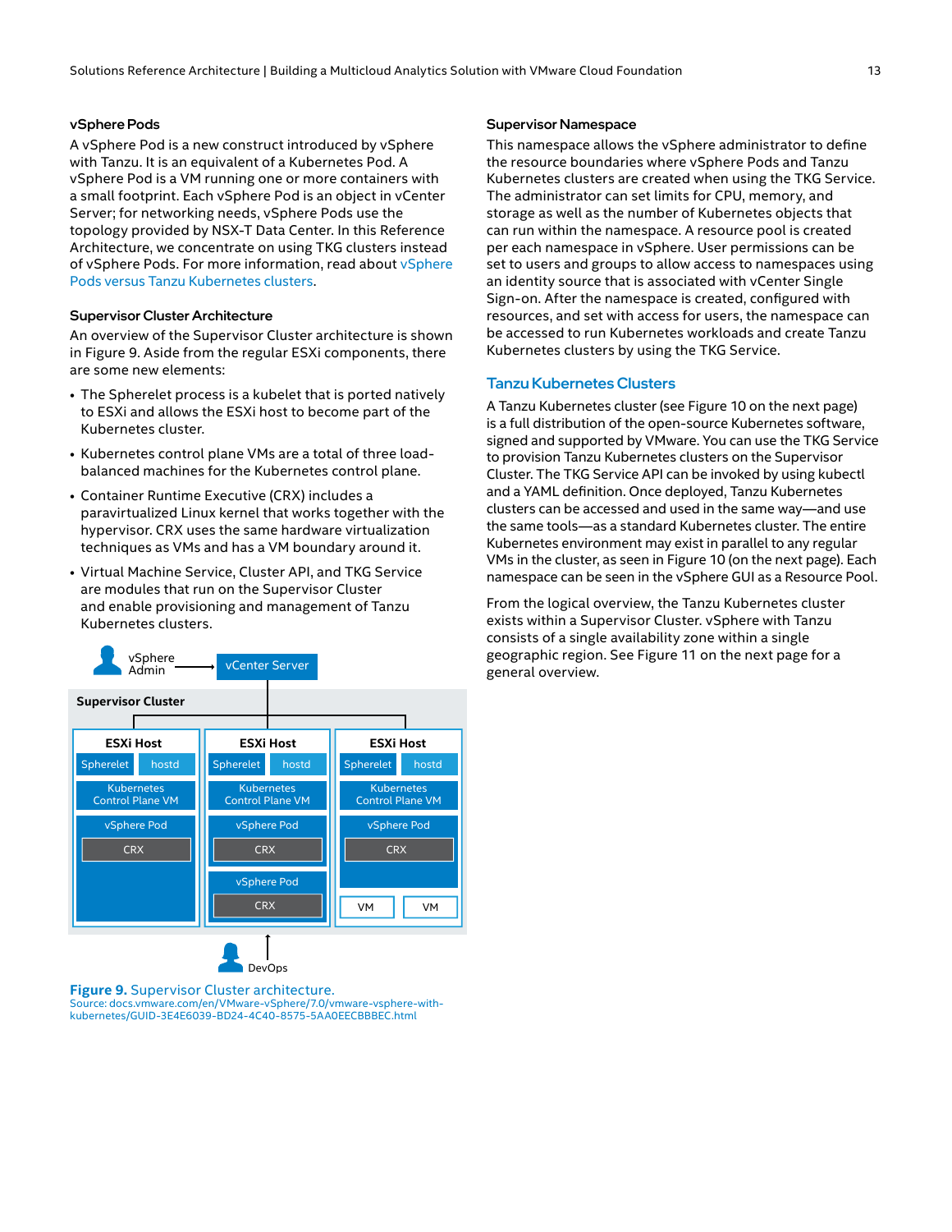### vSphere Pods

A vSphere Pod is a new construct introduced by vSphere with Tanzu. It is an equivalent of a Kubernetes Pod. A vSphere Pod is a VM running one or more containers with a small footprint. Each vSphere Pod is an object in vCenter Server; for networking needs, vSphere Pods use the topology provided by NSX-T Data Center. In this Reference Architecture, we concentrate on using TKG clusters instead of vSphere Pods. For more information, read about vSphere Pods versus Tanzu Kubernetes clusters.

### Supervisor Cluster Architecture

An overview of the Supervisor Cluster architecture is shown in Figure 9. Aside from the regular ESXi components, there are some new elements:

- The Spherelet process is a kubelet that is ported natively to ESXi and allows the ESXi host to become part of the Kubernetes cluster.
- Kubernetes control plane VMs are a total of three load-balanced machines for the Kubernetes control plane.
- Container Runtime Executive (CRX) includes a paravirtualized Linux kernel that works together with the hypervisor. CRX uses the same hardware virtualization techniques as VMs and has a VM boundary around it.
- Virtual Machine Service, Cluster API, and TKG Service are modules that run on the Supervisor Cluster and enable provisioning and management of Tanzu Kubernetes clusters.

**Figure 9.** Supervisor Cluster architecture.
Source: docs.vmware.com/en/VMware-vSphere/7.0/vmware-vsphere-with-kubernetes/GUID-3E4E6039-BD24-4C40-8575-5AA0EECBBBEC.html

### Supervisor Namespace

This namespace allows the vSphere administrator to define the resource boundaries where vSphere Pods and Tanzu Kubernetes clusters are created when using the TKG Service. The administrator can set limits for CPU, memory, and storage as well as the number of Kubernetes objects that can run within the namespace. A resource pool is created per each namespace in vSphere. User permissions can be set to users and groups to allow access to namespaces using an identity source that is associated with vCenter Single Sign-on. After the namespace is created, configured with resources, and set with access for users, the namespace can be accessed to run Kubernetes workloads and create Tanzu Kubernetes clusters by using the TKG Service.

## Tanzu Kubernetes Clusters

A Tanzu Kubernetes cluster (see Figure 10 on the next page) is a full distribution of the open-source Kubernetes software, signed and supported by VMware. You can use the TKG Service to provision Tanzu Kubernetes clusters on the Supervisor Cluster. The TKG Service API can be invoked by using kubectl and a YAML definition. Once deployed, Tanzu Kubernetes clusters can be accessed and used in the same way—and use the same tools—as a standard Kubernetes cluster. The entire Kubernetes environment may exist in parallel to any regular VMs in the cluster, as seen in Figure 10 (on the next page). Each namespace can be seen in the vSphere GUI as a Resource Pool.

From the logical overview, the Tanzu Kubernetes cluster exists within a Supervisor Cluster. vSphere with Tanzu consists of a single availability zone within a single geographic region. See Figure 11 on the next page for a general overview.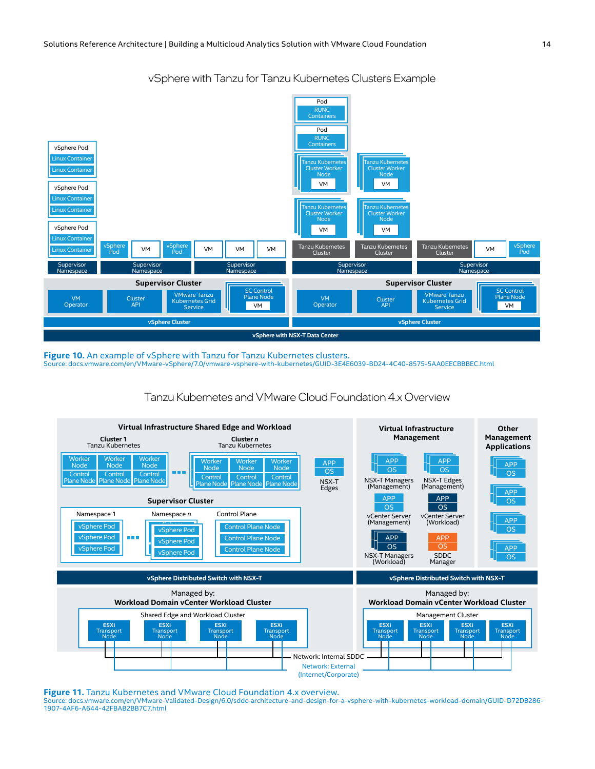vSphere with Tanzu for Tanzu Kubernetes Clusters Example

**Figure 10.** An example of vSphere with Tanzu for Tanzu Kubernetes clusters.
Source: docs.vmware.com/en/VMware-vSphere/7.0/vmware-vsphere-with-kubernetes/GUID-3E4E6039-BD24-4C40-8575-5AA0EECBBBEC.html

Tanzu Kubernetes and VMware Cloud Foundation 4.x Overview

**Figure 11.** Tanzu Kubernetes and VMware Cloud Foundation 4.x overview.
Source: docs.vmware.com/en/VMware-Validated-Design/6.0/sddc-architecture-and-design-for-a-vsphere-with-kubernetes-workload-domain/GUID-D72DB286-1907-4AF6-A644-42FBAB2BB7C7.html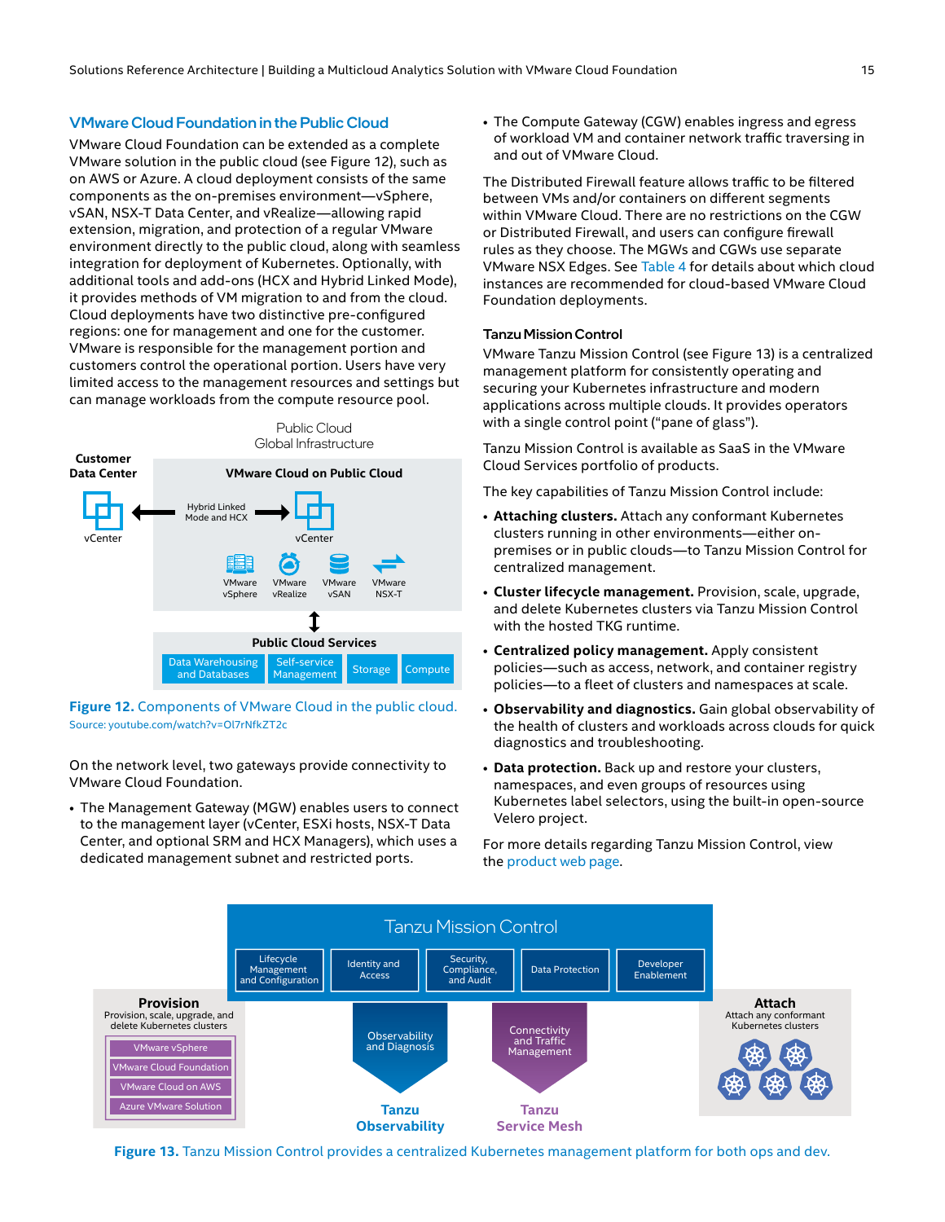## VMware Cloud Foundation in the Public Cloud

VMware Cloud Foundation can be extended as a complete VMware solution in the public cloud (see Figure 12), such as on AWS or Azure. A cloud deployment consists of the same components as the on-premises environment—vSphere, vSAN, NSX-T Data Center, and vRealize—allowing rapid extension, migration, and protection of a regular VMware environment directly to the public cloud, along with seamless integration for deployment of Kubernetes. Optionally, with additional tools and add-ons (HCX and Hybrid Linked Mode), it provides methods of VM migration to and from the cloud. Cloud deployments have two distinctive pre-configured regions: one for management and one for the customer. VMware is responsible for the management portion and customers control the operational portion. Users have very limited access to the management resources and settings but can manage workloads from the compute resource pool.

**Figure 12.** Components of VMware Cloud in the public cloud.
Source: youtube.com/watch?v=Ol7rNfkZT2c

On the network level, two gateways provide connectivity to VMware Cloud Foundation.

- The Management Gateway (MGW) enables users to connect to the management layer (vCenter, ESXi hosts, NSX-T Data Center, and optional SRM and HCX Managers), which uses a dedicated management subnet and restricted ports.
- The Compute Gateway (CGW) enables ingress and egress of workload VM and container network traffic traversing in and out of VMware Cloud.

The Distributed Firewall feature allows traffic to be filtered between VMs and/or containers on different segments within VMware Cloud. There are no restrictions on the CGW or Distributed Firewall, and users can configure firewall rules as they choose. The MGWs and CGWs use separate VMware NSX Edges. See Table 4 for details about which cloud instances are recommended for cloud-based VMware Cloud Foundation deployments.

### Tanzu Mission Control

VMware Tanzu Mission Control (see Figure 13) is a centralized management platform for consistently operating and securing your Kubernetes infrastructure and modern applications across multiple clouds. It provides operators with a single control point ("pane of glass").

Tanzu Mission Control is available as SaaS in the VMware Cloud Services portfolio of products.

The key capabilities of Tanzu Mission Control include:

- **Attaching clusters.** Attach any conformant Kubernetes clusters running in other environments—either on-premises or in public clouds—to Tanzu Mission Control for centralized management.
- **Cluster lifecycle management.** Provision, scale, upgrade, and delete Kubernetes clusters via Tanzu Mission Control with the hosted TKG runtime.
- **Centralized policy management.** Apply consistent policies—such as access, network, and container registry policies—to a fleet of clusters and namespaces at scale.
- **Observability and diagnostics.** Gain global observability of the health of clusters and workloads across clouds for quick diagnostics and troubleshooting.
- **Data protection.** Back up and restore your clusters, namespaces, and even groups of resources using Kubernetes label selectors, using the built-in open-source Velero project.

For more details regarding Tanzu Mission Control, view the product web page.

**Figure 13.** Tanzu Mission Control provides a centralized Kubernetes management platform for both ops and dev.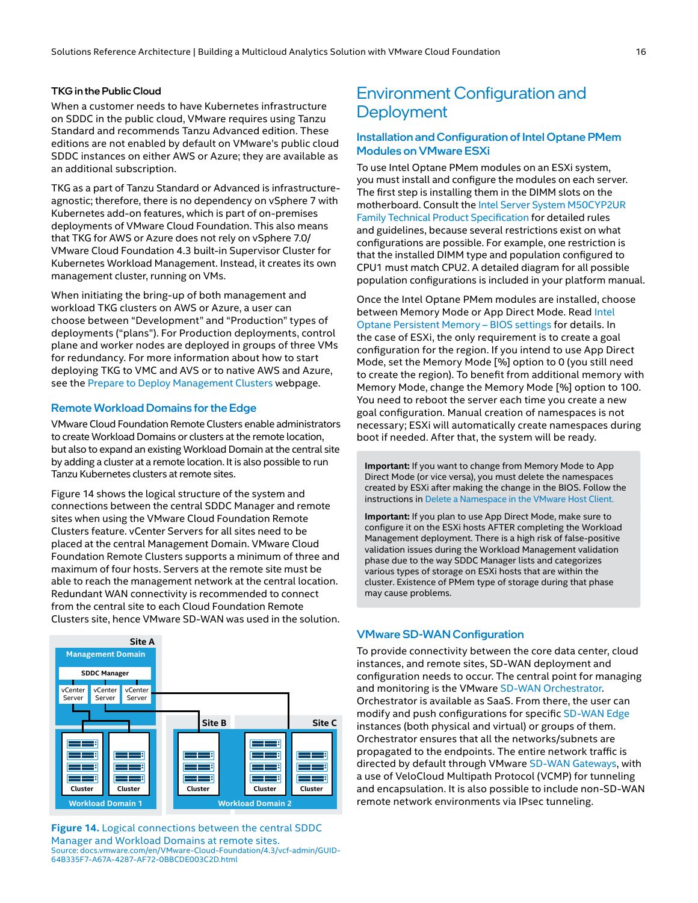### TKG in the Public Cloud

When a customer needs to have Kubernetes infrastructure on SDDC in the public cloud, VMware requires using Tanzu Standard and recommends Tanzu Advanced edition. These editions are not enabled by default on VMware's public cloud SDDC instances on either AWS or Azure; they are available as an additional subscription.

TKG as a part of Tanzu Standard or Advanced is infrastructure-agnostic; therefore, there is no dependency on vSphere 7 with Kubernetes add-on features, which is part of on-premises deployments of VMware Cloud Foundation. This also means that TKG for AWS or Azure does not rely on vSphere 7.0/VMware Cloud Foundation 4.3 built-in Supervisor Cluster for Kubernetes Workload Management. Instead, it creates its own management cluster, running on VMs.

When initiating the bring-up of both management and workload TKG clusters on AWS or Azure, a user can choose between "Development" and "Production" types of deployments ("plans"). For Production deployments, control plane and worker nodes are deployed in groups of three VMs for redundancy. For more information about how to start deploying TKG to VMC and AVS or to native AWS and Azure, see the Prepare to Deploy Management Clusters webpage.

### Remote Workload Domains for the Edge

VMware Cloud Foundation Remote Clusters enable administrators to create Workload Domains or clusters at the remote location, but also to expand an existing Workload Domain at the central site by adding a cluster at a remote location. It is also possible to run Tanzu Kubernetes clusters at remote sites.

Figure 14 shows the logical structure of the system and connections between the central SDDC Manager and remote sites when using the VMware Cloud Foundation Remote Clusters feature. vCenter Servers for all sites need to be placed at the central Management Domain. VMware Cloud Foundation Remote Clusters supports a minimum of three and maximum of four hosts. Servers at the remote site must be able to reach the management network at the central location. Redundant WAN connectivity is recommended to connect from the central site to each Cloud Foundation Remote Clusters site, hence VMware SD-WAN was used in the solution.

**Figure 14.** Logical connections between the central SDDC Manager and Workload Domains at remote sites.
Source: docs.vmware.com/en/VMware-Cloud-Foundation/4.3/vcf-admin/GUID-64B335F7-A67A-4287-AF72-0BBCDE003C2D.html

## Environment Configuration and Deployment

### Installation and Configuration of Intel Optane PMem Modules on VMware ESXi

To use Intel Optane PMem modules on an ESXi system, you must install and configure the modules on each server. The first step is installing them in the DIMM slots on the motherboard. Consult the Intel Server System M50CYP2UR Family Technical Product Specification for detailed rules and guidelines, because several restrictions exist on what configurations are possible. For example, one restriction is that the installed DIMM type and population configured to CPU1 must match CPU2. A detailed diagram for all possible population configurations is included in your platform manual.

Once the Intel Optane PMem modules are installed, choose between Memory Mode or App Direct Mode. Read Intel Optane Persistent Memory – BIOS settings for details. In the case of ESXi, the only requirement is to create a goal configuration for the region. If you intend to use App Direct Mode, set the Memory Mode [%] option to 0 (you still need to create the region). To benefit from additional memory with Memory Mode, change the Memory Mode [%] option to 100. You need to reboot the server each time you create a new goal configuration. Manual creation of namespaces is not necessary; ESXi will automatically create namespaces during boot if needed. After that, the system will be ready.

> **Important:** If you want to change from Memory Mode to App Direct Mode (or vice versa), you must delete the namespaces created by ESXi after making the change in the BIOS. Follow the instructions in Delete a Namespace in the VMware Host Client.
>
> **Important:** If you plan to use App Direct Mode, make sure to configure it on the ESXi hosts AFTER completing the Workload Management deployment. There is a high risk of false-positive validation issues during the Workload Management validation phase due to the way SDDC Manager lists and categorizes various types of storage on ESXi hosts that are within the cluster. Existence of PMem type of storage during that phase may cause problems.

### VMware SD-WAN Configuration

To provide connectivity between the core data center, cloud instances, and remote sites, SD-WAN deployment and configuration needs to occur. The central point for managing and monitoring is the VMware SD-WAN Orchestrator. Orchestrator is available as SaaS. From there, the user can modify and push configurations for specific SD-WAN Edge instances (both physical and virtual) or groups of them. Orchestrator ensures that all the networks/subnets are propagated to the endpoints. The entire network traffic is directed by default through VMware SD-WAN Gateways, with a use of VeloCloud Multipath Protocol (VCMP) for tunneling and encapsulation. It is also possible to include non-SD-WAN remote network environments via IPsec tunneling.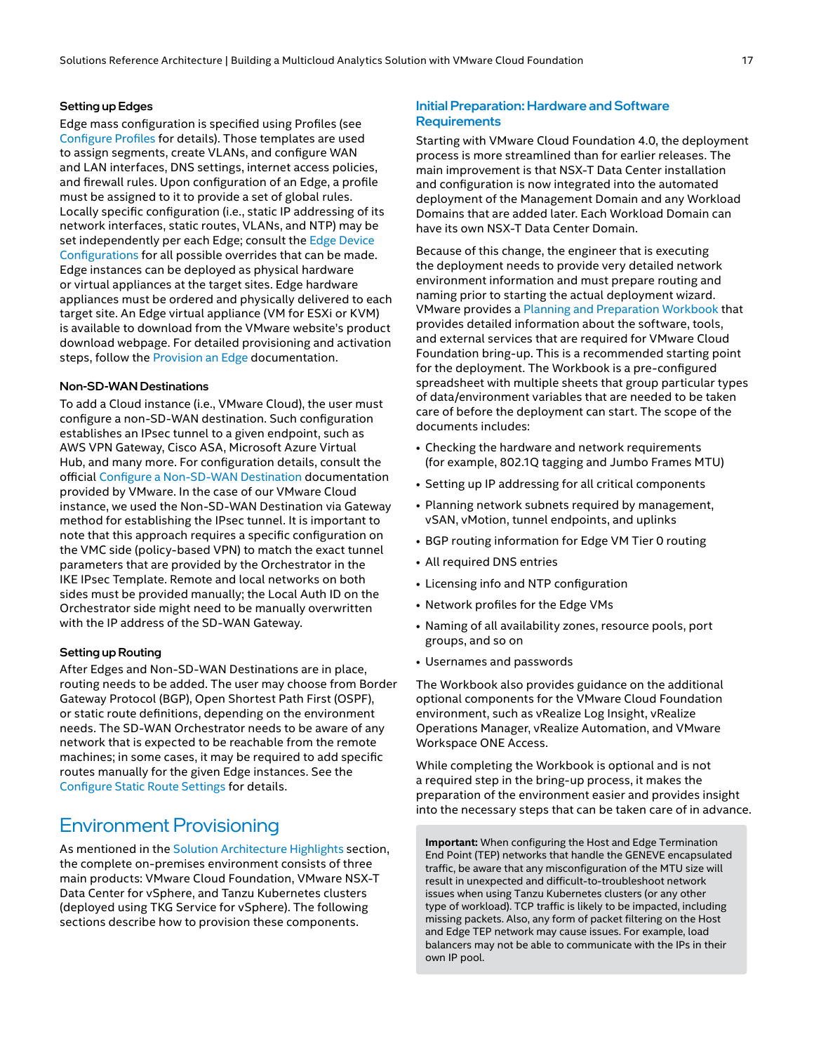### Setting up Edges

Edge mass configuration is specified using Profiles (see Configure Profiles for details). Those templates are used to assign segments, create VLANs, and configure WAN and LAN interfaces, DNS settings, internet access policies, and firewall rules. Upon configuration of an Edge, a profile must be assigned to it to provide a set of global rules. Locally specific configuration (i.e., static IP addressing of its network interfaces, static routes, VLANs, and NTP) may be set independently per each Edge; consult the Edge Device Configurations for all possible overrides that can be made. Edge instances can be deployed as physical hardware or virtual appliances at the target sites. Edge hardware appliances must be ordered and physically delivered to each target site. An Edge virtual appliance (VM for ESXi or KVM) is available to download from the VMware website's product download webpage. For detailed provisioning and activation steps, follow the Provision an Edge documentation.

### Non-SD-WAN Destinations

To add a Cloud instance (i.e., VMware Cloud), the user must configure a non-SD-WAN destination. Such configuration establishes an IPsec tunnel to a given endpoint, such as AWS VPN Gateway, Cisco ASA, Microsoft Azure Virtual Hub, and many more. For configuration details, consult the official Configure a Non-SD-WAN Destination documentation provided by VMware. In the case of our VMware Cloud instance, we used the Non-SD-WAN Destination via Gateway method for establishing the IPsec tunnel. It is important to note that this approach requires a specific configuration on the VMC side (policy-based VPN) to match the exact tunnel parameters that are provided by the Orchestrator in the IKE IPsec Template. Remote and local networks on both sides must be provided manually; the Local Auth ID on the Orchestrator side might need to be manually overwritten with the IP address of the SD-WAN Gateway.

### Setting up Routing

After Edges and Non-SD-WAN Destinations are in place, routing needs to be added. The user may choose from Border Gateway Protocol (BGP), Open Shortest Path First (OSPF), or static route definitions, depending on the environment needs. The SD-WAN Orchestrator needs to be aware of any network that is expected to be reachable from the remote machines; in some cases, it may be required to add specific routes manually for the given Edge instances. See the Configure Static Route Settings for details.

## Environment Provisioning

As mentioned in the Solution Architecture Highlights section, the complete on-premises environment consists of three main products: VMware Cloud Foundation, VMware NSX-T Data Center for vSphere, and Tanzu Kubernetes clusters (deployed using TKG Service for vSphere). The following sections describe how to provision these components.

### Initial Preparation: Hardware and Software Requirements

Starting with VMware Cloud Foundation 4.0, the deployment process is more streamlined than for earlier releases. The main improvement is that NSX-T Data Center installation and configuration is now integrated into the automated deployment of the Management Domain and any Workload Domains that are added later. Each Workload Domain can have its own NSX-T Data Center Domain.

Because of this change, the engineer that is executing the deployment needs to provide very detailed network environment information and must prepare routing and naming prior to starting the actual deployment wizard. VMware provides a Planning and Preparation Workbook that provides detailed information about the software, tools, and external services that are required for VMware Cloud Foundation bring-up. This is a recommended starting point for the deployment. The Workbook is a pre-configured spreadsheet with multiple sheets that group particular types of data/environment variables that are needed to be taken care of before the deployment can start. The scope of the documents includes:

- Checking the hardware and network requirements (for example, 802.1Q tagging and Jumbo Frames MTU)
- Setting up IP addressing for all critical components
- Planning network subnets required by management, vSAN, vMotion, tunnel endpoints, and uplinks
- BGP routing information for Edge VM Tier 0 routing
- All required DNS entries
- Licensing info and NTP configuration
- Network profiles for the Edge VMs
- Naming of all availability zones, resource pools, port groups, and so on
- Usernames and passwords

The Workbook also provides guidance on the additional optional components for the VMware Cloud Foundation environment, such as vRealize Log Insight, vRealize Operations Manager, vRealize Automation, and VMware Workspace ONE Access.

While completing the Workbook is optional and is not a required step in the bring-up process, it makes the preparation of the environment easier and provides insight into the necessary steps that can be taken care of in advance.

**Important:** When configuring the Host and Edge Termination End Point (TEP) networks that handle the GENEVE encapsulated traffic, be aware that any misconfiguration of the MTU size will result in unexpected and difficult-to-troubleshoot network issues when using Tanzu Kubernetes clusters (or any other type of workload). TCP traffic is likely to be impacted, including missing packets. Also, any form of packet filtering on the Host and Edge TEP network may cause issues. For example, load balancers may not be able to communicate with the IPs in their own IP pool.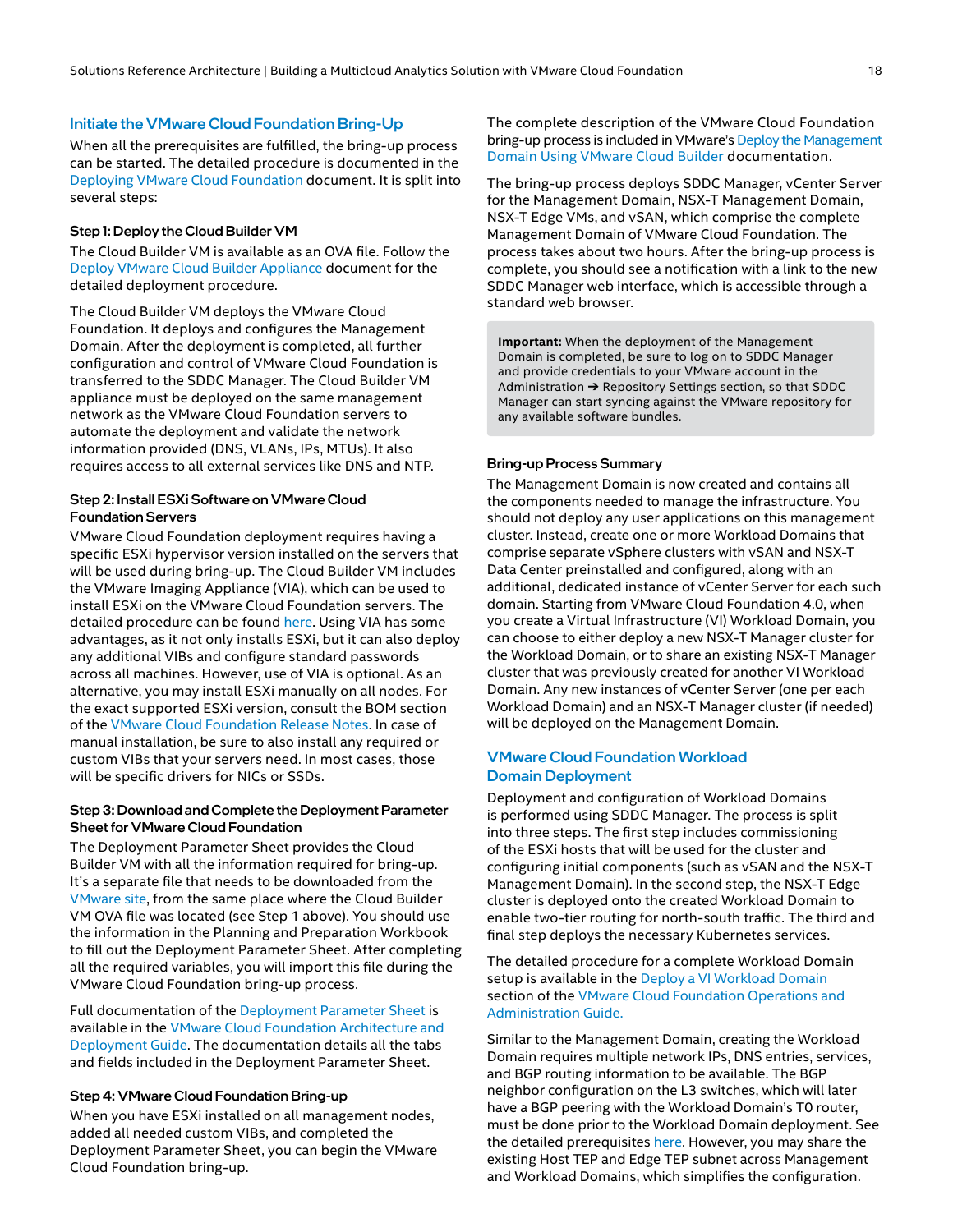## Initiate the VMware Cloud Foundation Bring-Up

When all the prerequisites are fulfilled, the bring-up process can be started. The detailed procedure is documented in the Deploying VMware Cloud Foundation document. It is split into several steps:

### Step 1: Deploy the Cloud Builder VM

The Cloud Builder VM is available as an OVA file. Follow the Deploy VMware Cloud Builder Appliance document for the detailed deployment procedure.

The Cloud Builder VM deploys the VMware Cloud Foundation. It deploys and configures the Management Domain. After the deployment is completed, all further configuration and control of VMware Cloud Foundation is transferred to the SDDC Manager. The Cloud Builder VM appliance must be deployed on the same management network as the VMware Cloud Foundation servers to automate the deployment and validate the network information provided (DNS, VLANs, IPs, MTUs). It also requires access to all external services like DNS and NTP.

### Step 2: Install ESXi Software on VMware Cloud Foundation Servers

VMware Cloud Foundation deployment requires having a specific ESXi hypervisor version installed on the servers that will be used during bring-up. The Cloud Builder VM includes the VMware Imaging Appliance (VIA), which can be used to install ESXi on the VMware Cloud Foundation servers. The detailed procedure can be found here. Using VIA has some advantages, as it not only installs ESXi, but it can also deploy any additional VIBs and configure standard passwords across all machines. However, use of VIA is optional. As an alternative, you may install ESXi manually on all nodes. For the exact supported ESXi version, consult the BOM section of the VMware Cloud Foundation Release Notes. In case of manual installation, be sure to also install any required or custom VIBs that your servers need. In most cases, those will be specific drivers for NICs or SSDs.

### Step 3: Download and Complete the Deployment Parameter Sheet for VMware Cloud Foundation

The Deployment Parameter Sheet provides the Cloud Builder VM with all the information required for bring-up. It's a separate file that needs to be downloaded from the VMware site, from the same place where the Cloud Builder VM OVA file was located (see Step 1 above). You should use the information in the Planning and Preparation Workbook to fill out the Deployment Parameter Sheet. After completing all the required variables, you will import this file during the VMware Cloud Foundation bring-up process.

Full documentation of the Deployment Parameter Sheet is available in the VMware Cloud Foundation Architecture and Deployment Guide. The documentation details all the tabs and fields included in the Deployment Parameter Sheet.

### Step 4: VMware Cloud Foundation Bring-up

When you have ESXi installed on all management nodes, added all needed custom VIBs, and completed the Deployment Parameter Sheet, you can begin the VMware Cloud Foundation bring-up.

The complete description of the VMware Cloud Foundation bring-up process is included in VMware's Deploy the Management Domain Using VMware Cloud Builder documentation.

The bring-up process deploys SDDC Manager, vCenter Server for the Management Domain, NSX-T Management Domain, NSX-T Edge VMs, and vSAN, which comprise the complete Management Domain of VMware Cloud Foundation. The process takes about two hours. After the bring-up process is complete, you should see a notification with a link to the new SDDC Manager web interface, which is accessible through a standard web browser.

> **Important:** When the deployment of the Management Domain is completed, be sure to log on to SDDC Manager and provide credentials to your VMware account in the Administration ➔ Repository Settings section, so that SDDC Manager can start syncing against the VMware repository for any available software bundles.

### Bring-up Process Summary

The Management Domain is now created and contains all the components needed to manage the infrastructure. You should not deploy any user applications on this management cluster. Instead, create one or more Workload Domains that comprise separate vSphere clusters with vSAN and NSX-T Data Center preinstalled and configured, along with an additional, dedicated instance of vCenter Server for each such domain. Starting from VMware Cloud Foundation 4.0, when you create a Virtual Infrastructure (VI) Workload Domain, you can choose to either deploy a new NSX-T Manager cluster for the Workload Domain, or to share an existing NSX-T Manager cluster that was previously created for another VI Workload Domain. Any new instances of vCenter Server (one per each Workload Domain) and an NSX-T Manager cluster (if needed) will be deployed on the Management Domain.

## VMware Cloud Foundation Workload Domain Deployment

Deployment and configuration of Workload Domains is performed using SDDC Manager. The process is split into three steps. The first step includes commissioning of the ESXi hosts that will be used for the cluster and configuring initial components (such as vSAN and the NSX-T Management Domain). In the second step, the NSX-T Edge cluster is deployed onto the created Workload Domain to enable two-tier routing for north-south traffic. The third and final step deploys the necessary Kubernetes services.

The detailed procedure for a complete Workload Domain setup is available in the Deploy a VI Workload Domain section of the VMware Cloud Foundation Operations and Administration Guide.

Similar to the Management Domain, creating the Workload Domain requires multiple network IPs, DNS entries, services, and BGP routing information to be available. The BGP neighbor configuration on the L3 switches, which will later have a BGP peering with the Workload Domain's T0 router, must be done prior to the Workload Domain deployment. See the detailed prerequisites here. However, you may share the existing Host TEP and Edge TEP subnet across Management and Workload Domains, which simplifies the configuration.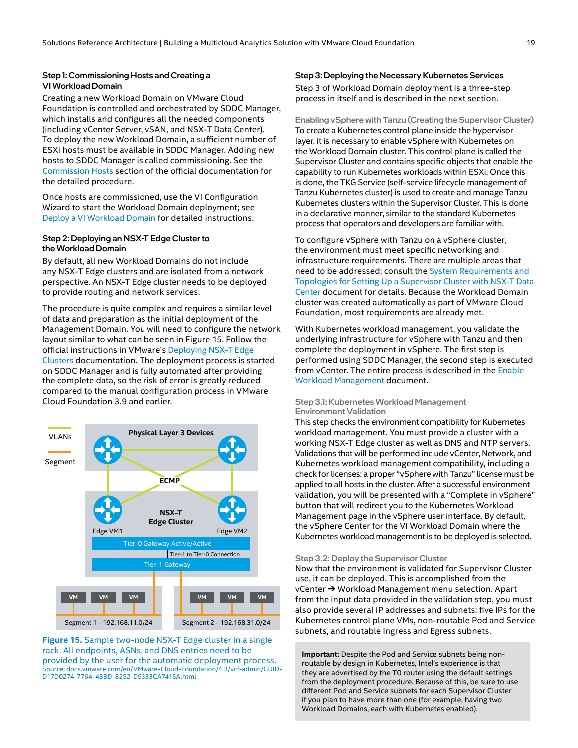### Step 1: Commissioning Hosts and Creating a VI Workload Domain

Creating a new Workload Domain on VMware Cloud Foundation is controlled and orchestrated by SDDC Manager, which installs and configures all the needed components (including vCenter Server, vSAN, and NSX-T Data Center). To deploy the new Workload Domain, a sufficient number of ESXi hosts must be available in SDDC Manager. Adding new hosts to SDDC Manager is called commissioning. See the Commission Hosts section of the official documentation for the detailed procedure.

Once hosts are commissioned, use the VI Configuration Wizard to start the Workload Domain deployment; see Deploy a VI Workload Domain for detailed instructions.

### Step 2: Deploying an NSX-T Edge Cluster to the Workload Domain

By default, all new Workload Domains do not include any NSX-T Edge clusters and are isolated from a network perspective. An NSX-T Edge cluster needs to be deployed to provide routing and network services.

The procedure is quite complex and requires a similar level of data and preparation as the initial deployment of the Management Domain. You will need to configure the network layout similar to what can be seen in Figure 15. Follow the official instructions in VMware's Deploying NSX-T Edge Clusters documentation. The deployment process is started on SDDC Manager and is fully automated after providing the complete data, so the risk of error is greatly reduced compared to the manual configuration process in VMware Cloud Foundation 3.9 and earlier.

**Figure 15.** Sample two-node NSX-T Edge cluster in a single rack. All endpoints, ASNs, and DNS entries need to be provided by the user for the automatic deployment process.
Source: docs.vmware.com/en/VMware-Cloud-Foundation/4.3/vcf-admin/GUID-D17D0274-7764-43BD-8252-D9333CA7415A.html

### Step 3: Deploying the Necessary Kubernetes Services

Step 3 of Workload Domain deployment is a three-step process in itself and is described in the next section.

#### Enabling vSphere with Tanzu (Creating the Supervisor Cluster)

To create a Kubernetes control plane inside the hypervisor layer, it is necessary to enable vSphere with Kubernetes on the Workload Domain cluster. This control plane is called the Supervisor Cluster and contains specific objects that enable the capability to run Kubernetes workloads within ESXi. Once this is done, the TKG Service (self-service lifecycle management of Tanzu Kubernetes cluster) is used to create and manage Tanzu Kubernetes clusters within the Supervisor Cluster. This is done in a declarative manner, similar to the standard Kubernetes process that operators and developers are familiar with.

To configure vSphere with Tanzu on a vSphere cluster, the environment must meet specific networking and infrastructure requirements. There are multiple areas that need to be addressed; consult the System Requirements and Topologies for Setting Up a Supervisor Cluster with NSX-T Data Center document for details. Because the Workload Domain cluster was created automatically as part of VMware Cloud Foundation, most requirements are already met.

With Kubernetes workload management, you validate the underlying infrastructure for vSphere with Tanzu and then complete the deployment in vSphere. The first step is performed using SDDC Manager, the second step is executed from vCenter. The entire process is described in the Enable Workload Management document.

#### Step 3.1: Kubernetes Workload Management Environment Validation

This step checks the environment compatibility for Kubernetes workload management. You must provide a cluster with a working NSX-T Edge cluster as well as DNS and NTP servers. Validations that will be performed include vCenter, Network, and Kubernetes workload management compatibility, including a check for licenses: a proper "vSphere with Tanzu" license must be applied to all hosts in the cluster. After a successful environment validation, you will be presented with a "Complete in vSphere" button that will redirect you to the Kubernetes Workload Management page in the vSphere user interface. By default, the vSphere Center for the VI Workload Domain where the Kubernetes workload management is to be deployed is selected.

#### Step 3.2: Deploy the Supervisor Cluster

Now that the environment is validated for Supervisor Cluster use, it can be deployed. This is accomplished from the vCenter ➔ Workload Management menu selection. Apart from the input data provided in the validation step, you must also provide several IP addresses and subnets: five IPs for the Kubernetes control plane VMs, non-routable Pod and Service subnets, and routable Ingress and Egress subnets.

**Important:** Despite the Pod and Service subnets being non-routable by design in Kubernetes, Intel's experience is that they are advertised by the T0 router using the default settings from the deployment procedure. Because of this, be sure to use different Pod and Service subnets for each Supervisor Cluster if you plan to have more than one (for example, having two Workload Domains, each with Kubernetes enabled).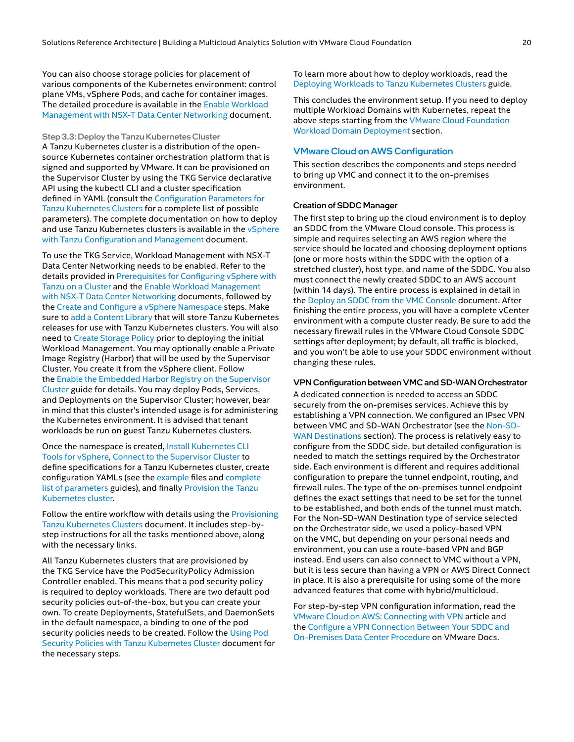You can also choose storage policies for placement of various components of the Kubernetes environment: control plane VMs, vSphere Pods, and cache for container images. The detailed procedure is available in the Enable Workload Management with NSX-T Data Center Networking document.

#### Step 3.3: Deploy the Tanzu Kubernetes Cluster

A Tanzu Kubernetes cluster is a distribution of the open-source Kubernetes container orchestration platform that is signed and supported by VMware. It can be provisioned on the Supervisor Cluster by using the TKG Service declarative API using the kubectl CLI and a cluster specification defined in YAML (consult the Configuration Parameters for Tanzu Kubernetes Clusters for a complete list of possible parameters). The complete documentation on how to deploy and use Tanzu Kubernetes clusters is available in the vSphere with Tanzu Configuration and Management document.

To use the TKG Service, Workload Management with NSX-T Data Center Networking needs to be enabled. Refer to the details provided in Prerequisites for Configuring vSphere with Tanzu on a Cluster and the Enable Workload Management with NSX-T Data Center Networking documents, followed by the Create and Configure a vSphere Namespace steps. Make sure to add a Content Library that will store Tanzu Kubernetes releases for use with Tanzu Kubernetes clusters. You will also need to Create Storage Policy prior to deploying the initial Workload Management. You may optionally enable a Private Image Registry (Harbor) that will be used by the Supervisor Cluster. You create it from the vSphere client. Follow the Enable the Embedded Harbor Registry on the Supervisor Cluster guide for details. You may deploy Pods, Services, and Deployments on the Supervisor Cluster; however, bear in mind that this cluster's intended usage is for administering the Kubernetes environment. It is advised that tenant workloads be run on guest Tanzu Kubernetes clusters.

Once the namespace is created, Install Kubernetes CLI Tools for vSphere, Connect to the Supervisor Cluster to define specifications for a Tanzu Kubernetes cluster, create configuration YAMLs (see the example files and complete list of parameters guides), and finally Provision the Tanzu Kubernetes cluster.

Follow the entire workflow with details using the Provisioning Tanzu Kubernetes Clusters document. It includes step-by-step instructions for all the tasks mentioned above, along with the necessary links.

All Tanzu Kubernetes clusters that are provisioned by the TKG Service have the PodSecurityPolicy Admission Controller enabled. This means that a pod security policy is required to deploy workloads. There are two default pod security policies out-of-the-box, but you can create your own. To create Deployments, StatefulSets, and DaemonSets in the default namespace, a binding to one of the pod security policies needs to be created. Follow the Using Pod Security Policies with Tanzu Kubernetes Cluster document for the necessary steps.

To learn more about how to deploy workloads, read the Deploying Workloads to Tanzu Kubernetes Clusters guide.

This concludes the environment setup. If you need to deploy multiple Workload Domains with Kubernetes, repeat the above steps starting from the VMware Cloud Foundation Workload Domain Deployment section.

## VMware Cloud on AWS Configuration

This section describes the components and steps needed to bring up VMC and connect it to the on-premises environment.

#### Creation of SDDC Manager

The first step to bring up the cloud environment is to deploy an SDDC from the VMware Cloud console. This process is simple and requires selecting an AWS region where the service should be located and choosing deployment options (one or more hosts within the SDDC with the option of a stretched cluster), host type, and name of the SDDC. You also must connect the newly created SDDC to an AWS account (within 14 days). The entire process is explained in detail in the Deploy an SDDC from the VMC Console document. After finishing the entire process, you will have a complete vCenter environment with a compute cluster ready. Be sure to add the necessary firewall rules in the VMware Cloud Console SDDC settings after deployment; by default, all traffic is blocked, and you won't be able to use your SDDC environment without changing these rules.

#### VPN Configuration between VMC and SD-WAN Orchestrator

A dedicated connection is needed to access an SDDC securely from the on-premises services. Achieve this by establishing a VPN connection. We configured an IPsec VPN between VMC and SD-WAN Orchestrator (see the Non-SD-WAN Destinations section). The process is relatively easy to configure from the SDDC side, but detailed configuration is needed to match the settings required by the Orchestrator side. Each environment is different and requires additional configuration to prepare the tunnel endpoint, routing, and firewall rules. The type of the on-premises tunnel endpoint defines the exact settings that need to be set for the tunnel to be established, and both ends of the tunnel must match. For the Non-SD-WAN Destination type of service selected on the Orchestrator side, we used a policy-based VPN on the VMC, but depending on your personal needs and environment, you can use a route-based VPN and BGP instead. End users can also connect to VMC without a VPN, but it is less secure than having a VPN or AWS Direct Connect in place. It is also a prerequisite for using some of the more advanced features that come with hybrid/multicloud.

For step-by-step VPN configuration information, read the VMware Cloud on AWS: Connecting with VPN article and the Configure a VPN Connection Between Your SDDC and On-Premises Data Center Procedure on VMware Docs.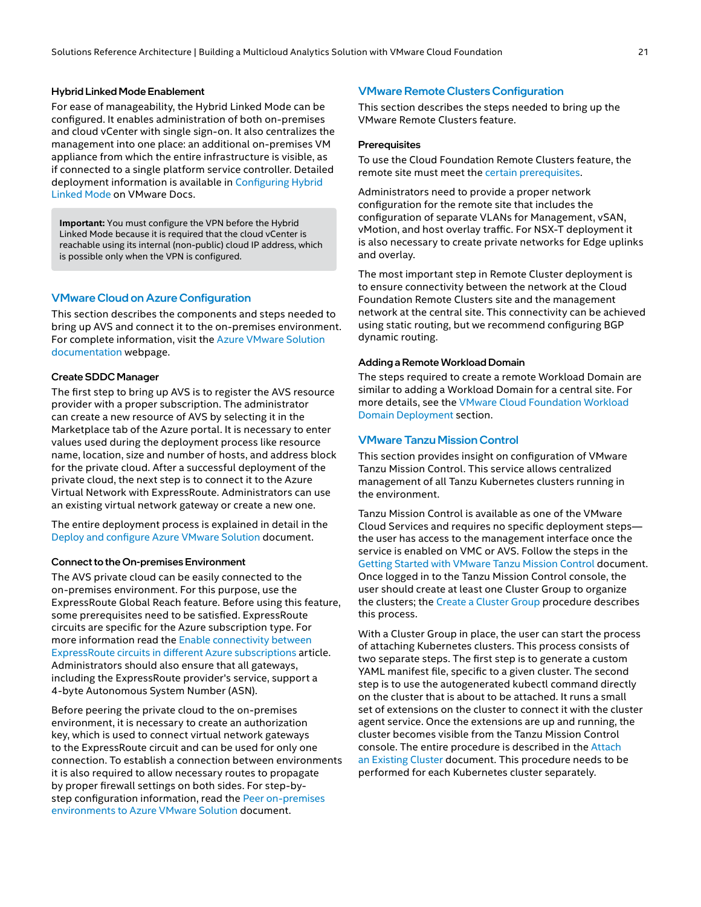### Hybrid Linked Mode Enablement

For ease of manageability, the Hybrid Linked Mode can be configured. It enables administration of both on-premises and cloud vCenter with single sign-on. It also centralizes the management into one place: an additional on-premises VM appliance from which the entire infrastructure is visible, as if connected to a single platform service controller. Detailed deployment information is available in Configuring Hybrid Linked Mode on VMware Docs.

> **Important:** You must configure the VPN before the Hybrid Linked Mode because it is required that the cloud vCenter is reachable using its internal (non-public) cloud IP address, which is possible only when the VPN is configured.

## VMware Cloud on Azure Configuration

This section describes the components and steps needed to bring up AVS and connect it to the on-premises environment. For complete information, visit the Azure VMware Solution documentation webpage.

### Create SDDC Manager

The first step to bring up AVS is to register the AVS resource provider with a proper subscription. The administrator can create a new resource of AVS by selecting it in the Marketplace tab of the Azure portal. It is necessary to enter values used during the deployment process like resource name, location, size and number of hosts, and address block for the private cloud. After a successful deployment of the private cloud, the next step is to connect it to the Azure Virtual Network with ExpressRoute. Administrators can use an existing virtual network gateway or create a new one.

The entire deployment process is explained in detail in the Deploy and configure Azure VMware Solution document.

### Connect to the On-premises Environment

The AVS private cloud can be easily connected to the on-premises environment. For this purpose, use the ExpressRoute Global Reach feature. Before using this feature, some prerequisites need to be satisfied. ExpressRoute circuits are specific for the Azure subscription type. For more information read the Enable connectivity between ExpressRoute circuits in different Azure subscriptions article. Administrators should also ensure that all gateways, including the ExpressRoute provider's service, support a 4-byte Autonomous System Number (ASN).

Before peering the private cloud to the on-premises environment, it is necessary to create an authorization key, which is used to connect virtual network gateways to the ExpressRoute circuit and can be used for only one connection. To establish a connection between environments it is also required to allow necessary routes to propagate by proper firewall settings on both sides. For step-by-step configuration information, read the Peer on-premises environments to Azure VMware Solution document.

## VMware Remote Clusters Configuration

This section describes the steps needed to bring up the VMware Remote Clusters feature.

### Prerequisites

To use the Cloud Foundation Remote Clusters feature, the remote site must meet the certain prerequisites.

Administrators need to provide a proper network configuration for the remote site that includes the configuration of separate VLANs for Management, vSAN, vMotion, and host overlay traffic. For NSX-T deployment it is also necessary to create private networks for Edge uplinks and overlay.

The most important step in Remote Cluster deployment is to ensure connectivity between the network at the Cloud Foundation Remote Clusters site and the management network at the central site. This connectivity can be achieved using static routing, but we recommend configuring BGP dynamic routing.

### Adding a Remote Workload Domain

The steps required to create a remote Workload Domain are similar to adding a Workload Domain for a central site. For more details, see the VMware Cloud Foundation Workload Domain Deployment section.

## VMware Tanzu Mission Control

This section provides insight on configuration of VMware Tanzu Mission Control. This service allows centralized management of all Tanzu Kubernetes clusters running in the environment.

Tanzu Mission Control is available as one of the VMware Cloud Services and requires no specific deployment steps—the user has access to the management interface once the service is enabled on VMC or AVS. Follow the steps in the Getting Started with VMware Tanzu Mission Control document. Once logged in to the Tanzu Mission Control console, the user should create at least one Cluster Group to organize the clusters; the Create a Cluster Group procedure describes this process.

With a Cluster Group in place, the user can start the process of attaching Kubernetes clusters. This process consists of two separate steps. The first step is to generate a custom YAML manifest file, specific to a given cluster. The second step is to use the autogenerated kubectl command directly on the cluster that is about to be attached. It runs a small set of extensions on the cluster to connect it with the cluster agent service. Once the extensions are up and running, the cluster becomes visible from the Tanzu Mission Control console. The entire procedure is described in the Attach an Existing Cluster document. This procedure needs to be performed for each Kubernetes cluster separately.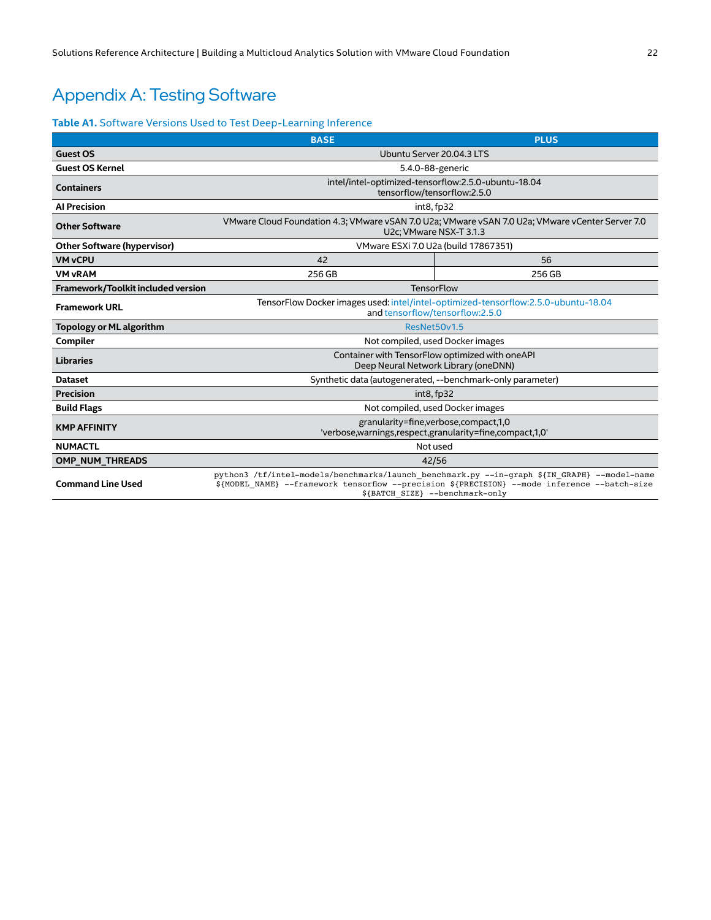# Appendix A: Testing Software

**Table A1.** Software Versions Used to Test Deep-Learning Inference

| | BASE | PLUS |
|---|---|---|
| **Guest OS** | Ubuntu Server 20.04.3 LTS | |
| **Guest OS Kernel** | 5.4.0-88-generic | |
| **Containers** | intel/intel-optimized-tensorflow:2.5.0-ubuntu-18.04 tensorflow/tensorflow:2.5.0 | |
| **AI Precision** | int8, fp32 | |
| **Other Software** | VMware Cloud Foundation 4.3; VMware vSAN 7.0 U2a; VMware vSAN 7.0 U2a; VMware vCenter Server 7.0 U2c; VMware NSX-T 3.1.3 | |
| **Other Software (hypervisor)** | VMware ESXi 7.0 U2a (build 17867351) | |
| **VM vCPU** | 42 | 56 |
| **VM vRAM** | 256 GB | 256 GB |
| **Framework/Toolkit included version** | TensorFlow | |
| **Framework URL** | TensorFlow Docker images used: intel/intel-optimized-tensorflow:2.5.0-ubuntu-18.04 and tensorflow/tensorflow:2.5.0 | |
| **Topology or ML algorithm** | ResNet50v1.5 | |
| **Compiler** | Not compiled, used Docker images | |
| **Libraries** | Container with TensorFlow optimized with oneAPI Deep Neural Network Library (oneDNN) | |
| **Dataset** | Synthetic data (autogenerated, --benchmark-only parameter) | |
| **Precision** | int8, fp32 | |
| **Build Flags** | Not compiled, used Docker images | |
| **KMP AFFINITY** | granularity=fine,verbose,compact,1,0 'verbose,warnings,respect,granularity=fine,compact,1,0' | |
| **NUMACTL** | Not used | |
| **OMP_NUM_THREADS** | 42/56 | |
| **Command Line Used** | `python3 /tf/intel-models/benchmarks/launch_benchmark.py --in-graph ${IN_GRAPH} --model-name ${MODEL_NAME} --framework tensorflow --precision ${PRECISION} --mode inference --batch-size ${BATCH_SIZE} --benchmark-only` | |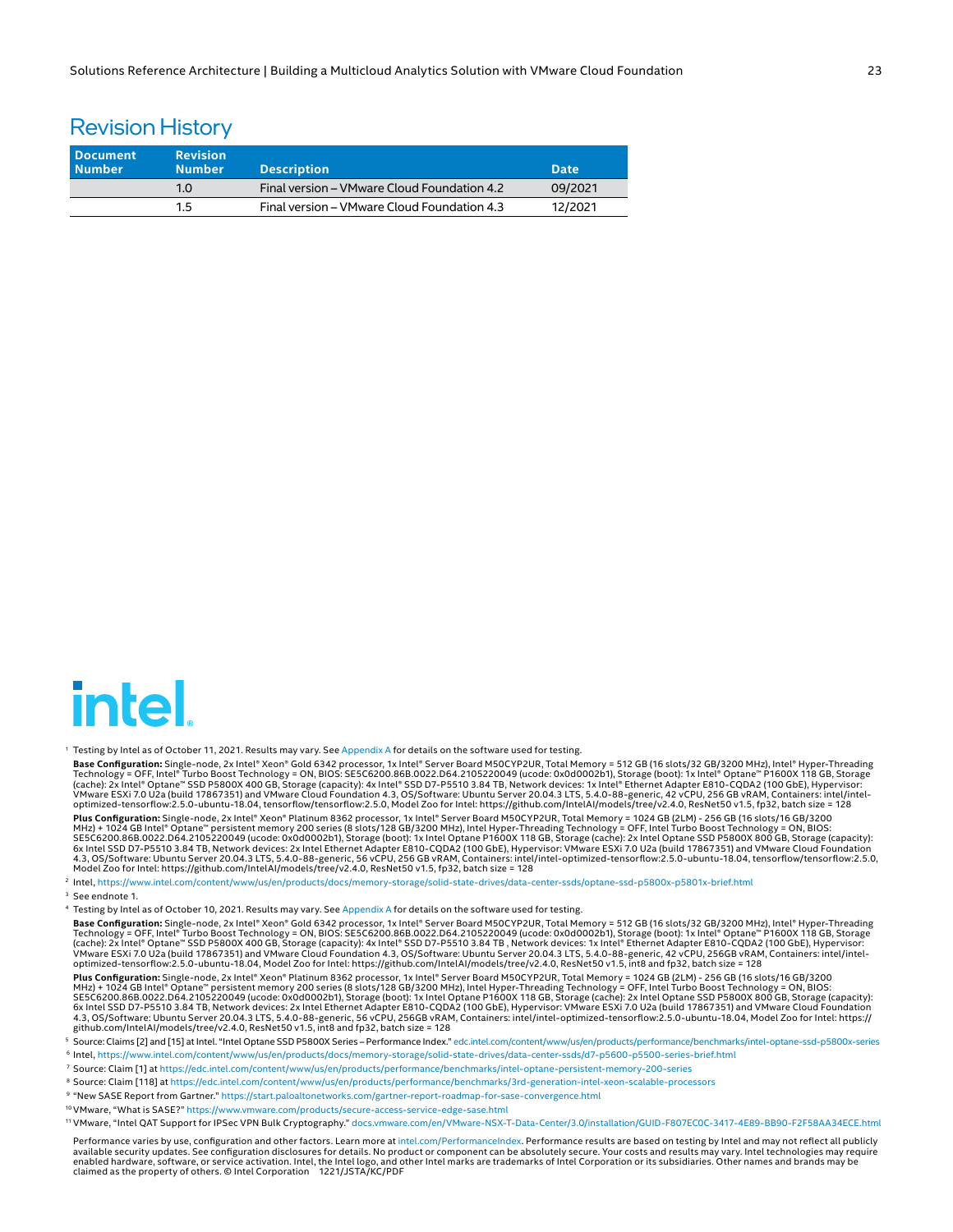## Revision History

| Document Number | Revision Number | Description | Date |
|---|---|---|---|
| | 1.0 | Final version – VMware Cloud Foundation 4.2 | 09/2021 |
| | 1.5 | Final version – VMware Cloud Foundation 4.3 | 12/2021 |

intel.

[1] Testing by Intel as of October 11, 2021. Results may vary. See Appendix A for details on the software used for testing.

**Base Configuration:** Single-node, 2x Intel® Xeon® Gold 6342 processor, 1x Intel® Server Board M50CYP2UR, Total Memory = 512 GB (16 slots/32 GB/3200 MHz), Intel® Hyper-Threading Technology = OFF, Intel® Turbo Boost Technology = ON, BIOS: SE5C6200.86B.0022.D64.2105220049 (ucode: 0x0d0002b1), Storage (boot): 1x Intel® Optane™ P1600X 118 GB, Storage (cache): 2x Intel® Optane™ SSD P5800X 400 GB, Storage (capacity): 4x Intel® SSD D7-P5510 3.84 TB, Network devices: 1x Intel® Ethernet Adapter E810-CQDA2 (100 GbE), Hypervisor: VMware ESXi 7.0 U2a (build 17867351) and VMware Cloud Foundation 4.3, OS/Software: Ubuntu Server 20.04.3 LTS, 5.4.0-88-generic, 42 vCPU, 256 GB vRAM, Containers: intel/intel-optimized-tensorflow:2.5.0-ubuntu-18.04, tensorflow/tensorflow:2.5.0, Model Zoo for Intel: https://github.com/IntelAI/models/tree/v2.4.0, ResNet50 v1.5, fp32, batch size = 128

**Plus Configuration:** Single-node, 2x Intel® Xeon® Platinum 8362 processor, 1x Intel® Server Board M50CYP2UR, Total Memory = 1024 GB (2LM) - 256 GB (16 slots/16 GB/3200 MHz) + 1024 GB Intel® Optane™ persistent memory 200 series (8 slots/128 GB/3200 MHz), Intel Hyper-Threading Technology = OFF, Intel Turbo Boost Technology = ON, BIOS: SE5C6200.86B.0022.D64.2105220049 (ucode: 0x0d0002b1), Storage (boot): 1x Intel Optane P1600X 118 GB, Storage (cache): 2x Intel Optane SSD P5800X 800 GB, Storage (capacity): 6x Intel SSD D7-P5510 3.84 TB, Network devices: 2x Intel Ethernet Adapter E810-CQDA2 (100 GbE), Hypervisor: VMware ESXi 7.0 U2a (build 17867351) and VMware Cloud Foundation 4.3, OS/Software: Ubuntu Server 20.04.3 LTS, 5.4.0-88-generic, 56 vCPU, 256 GB vRAM, Containers: intel/intel-optimized-tensorflow:2.5.0-ubuntu-18.04, tensorflow/tensorflow:2.5.0, Model Zoo for Intel: https://github.com/IntelAI/models/tree/v2.4.0, ResNet50 v1.5, fp32, batch size = 128

[2] Intel, https://www.intel.com/content/www/us/en/products/docs/memory-storage/solid-state-drives/data-center-ssds/optane-ssd-p5800x-p5801x-brief.html

[3] See endnote 1.

[4] Testing by Intel as of October 10, 2021. Results may vary. See Appendix A for details on the software used for testing.

**Base Configuration:** Single-node, 2x Intel® Xeon® Gold 6342 processor, 1x Intel® Server Board M50CYP2UR, Total Memory = 512 GB (16 slots/32 GB/3200 MHz), Intel® Hyper-Threading Technology = OFF, Intel® Turbo Boost Technology = ON, BIOS: SE5C6200.86B.0022.D64.2105220049 (ucode: 0x0d0002b1), Storage (boot): 1x Intel® Optane™ P1600X 118 GB, Storage (cache): 2x Intel® Optane™ SSD P5800X 400 GB, Storage (capacity): 4x Intel® SSD D7-P5510 3.84 TB , Network devices: 1x Intel® Ethernet Adapter E810-CQDA2 (100 GbE), Hypervisor: VMware ESXi 7.0 U2a (build 17867351) and VMware Cloud Foundation 4.3, OS/Software: Ubuntu Server 20.04.3 LTS, 5.4.0-88-generic, 42 vCPU, 256GB vRAM, Containers: intel/intel-optimized-tensorflow:2.5.0-ubuntu-18.04, Model Zoo for Intel: https://github.com/IntelAI/models/tree/v2.4.0, ResNet50 v1.5, int8 and fp32, batch size = 128

**Plus Configuration:** Single-node, 2x Intel® Xeon® Platinum 8362 processor, 1x Intel® Server Board M50CYP2UR, Total Memory = 1024 GB (2LM) - 256 GB (16 slots/16 GB/3200 MHz) + 1024 GB Intel® Optane™ persistent memory 200 series (8 slots/128 GB/3200 MHz), Intel Hyper-Threading Technology = OFF, Intel Turbo Boost Technology = ON, BIOS: SE5C6200.86B.0022.D64.2105220049 (ucode: 0x0d0002b1), Storage (boot): 1x Intel Optane P1600X 118 GB, Storage (cache): 2x Intel Optane SSD P5800X 800 GB, Storage (capacity): 6x Intel SSD D7-P5510 3.84 TB, Network devices: 2x Intel Ethernet Adapter E810-CQDA2 (100 GbE), Hypervisor: VMware ESXi 7.0 U2a (build 17867351) and VMware Cloud Foundation 4.3, OS/Software: Ubuntu Server 20.04.3 LTS, 5.4.0-88-generic, 56 vCPU, 256GB vRAM, Containers: intel/intel-optimized-tensorflow:2.5.0-ubuntu-18.04, Model Zoo for Intel: https://github.com/IntelAI/models/tree/v2.4.0, ResNet50 v1.5, int8 and fp32, batch size = 128

[5] Source: Claims [2] and [15] at Intel. "Intel Optane SSD P5800X Series – Performance Index." edc.intel.com/content/www/us/en/products/performance/benchmarks/intel-optane-ssd-p5800x-series

[6] Intel, https://www.intel.com/content/www/us/en/products/docs/memory-storage/solid-state-drives/data-center-ssds/d7-p5600-p5500-series-brief.html

[7] Source: Claim [1] at https://edc.intel.com/content/www/us/en/products/performance/benchmarks/intel-optane-persistent-memory-200-series

[8] Source: Claim [118] at https://edc.intel.com/content/www/us/en/products/performance/benchmarks/3rd-generation-intel-xeon-scalable-processors

[9] "New SASE Report from Gartner." https://start.paloaltonetworks.com/gartner-report-roadmap-for-sase-convergence.html

[10] VMware, "What is SASE?" https://www.vmware.com/products/secure-access-service-edge-sase.html

[11] VMware, "Intel QAT Support for IPSec VPN Bulk Cryptography." docs.vmware.com/en/VMware-NSX-T-Data-Center/3.0/installation/GUID-F807EC0C-3417-4E89-BB90-F2F58AA34ECE.html

Performance varies by use, configuration and other factors. Learn more at intel.com/PerformanceIndex. Performance results are based on testing by Intel and may not reflect all publicly available security updates. See configuration disclosures for details. No product or component can be absolutely secure. Your costs and results may vary. Intel technologies may require enabled hardware, software, or service activation. Intel, the Intel logo, and other Intel marks are trademarks of Intel Corporation or its subsidiaries. Other names and brands may be claimed as the property of others. © Intel Corporation 1221/JSTA/KC/PDF